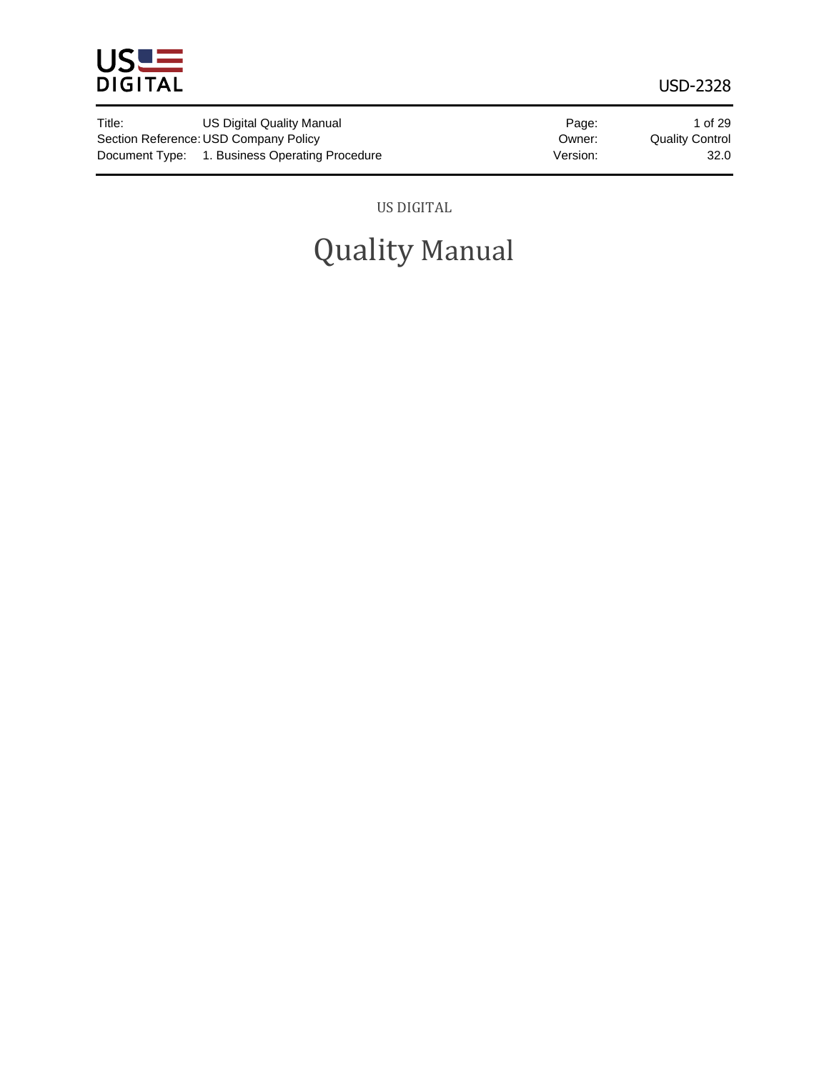US DIGITAL

# Quality Manual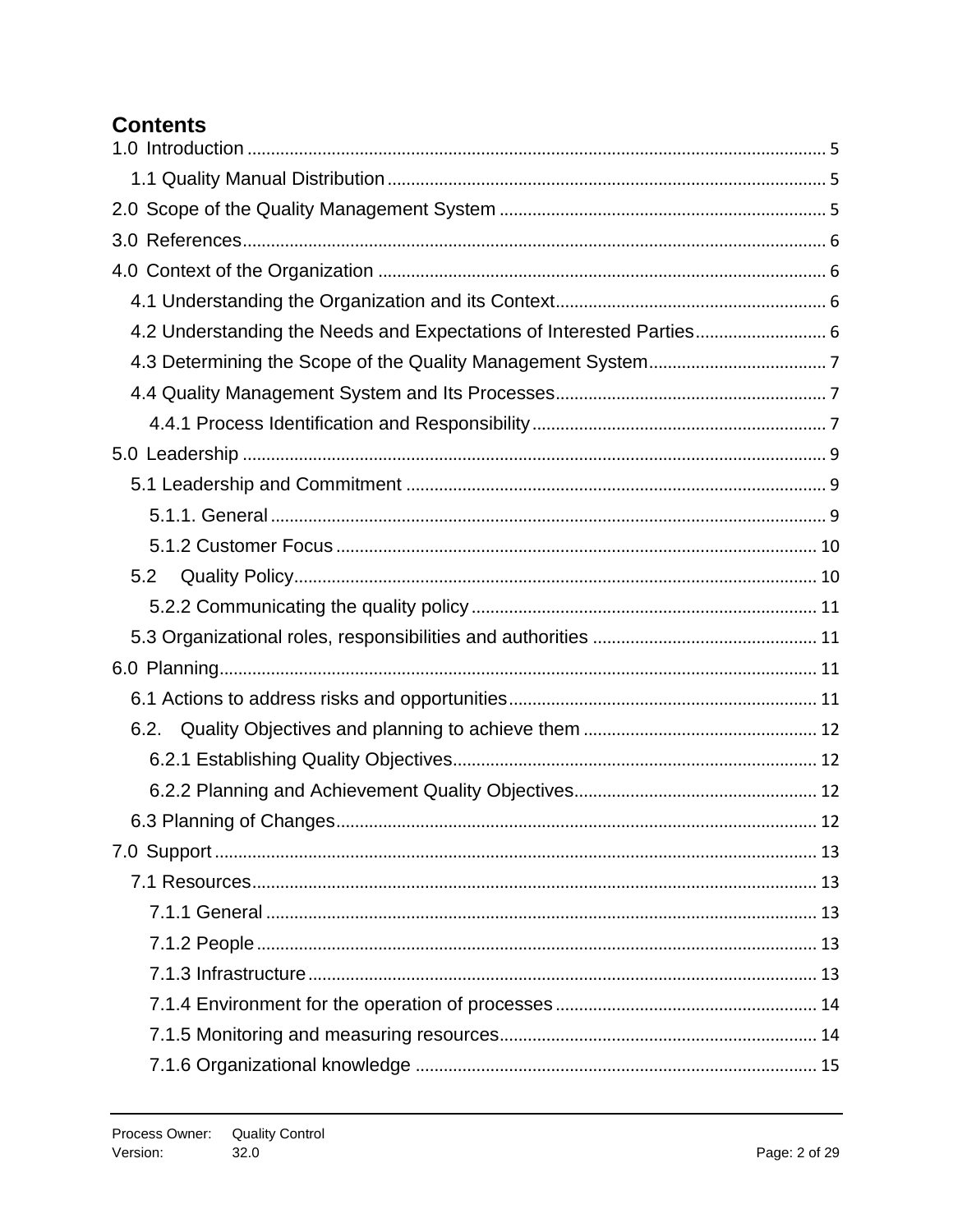# Contents

1.0 Introduction ........................................................................................................................ 5

1.1 Quality Manual Distribution .............................................................................................. 5

2.0 Scope of the Quality Management System ..................................................................... 5

3.0 References ........................................................................................................................ 6

4.0 Context of the Organization .............................................................................................. 6

4.1 Understanding the Organization and its Context ........................................................... 6

4.2 Understanding the Needs and Expectations of Interested Parties ............................ 6

4.3 Determining the Scope of the Quality Management System ...................................... 7

4.4 Quality Management System and Its Processes .......................................................... 7

4.4.1 Process Identification and Responsibility .............................................................. 7

5.0 Leadership ......................................................................................................................... 9

5.1 Leadership and Commitment .......................................................................................... 9

5.1.1. General ...................................................................................................................... 9

5.1.2 Customer Focus ....................................................................................................... 10

5.2 Quality Policy ................................................................................................................. 10

5.2.2 Communicating the quality policy .......................................................................... 11

5.3 Organizational roles, responsibilities and authorities ................................................ 11

6.0 Planning ............................................................................................................................ 11

6.1 Actions to address risks and opportunities ................................................................. 11

6.2. Quality Objectives and planning to achieve them ..................................................... 12

6.2.1 Establishing Quality Objectives ............................................................................. 12

6.2.2 Planning and Achievement Quality Objectives .................................................... 12

6.3 Planning of Changes ...................................................................................................... 12

7.0 Support ............................................................................................................................. 13

7.1 Resources ........................................................................................................................ 13

7.1.1 General ..................................................................................................................... 13

7.1.2 People ....................................................................................................................... 13

7.1.3 Infrastructure ............................................................................................................ 13

7.1.4 Environment for the operation of processes ........................................................ 14

7.1.5 Monitoring and measuring resources .................................................................... 14

7.1.6 Organizational knowledge ...................................................................................... 15

Process Owner: Quality Control
Version: 32.0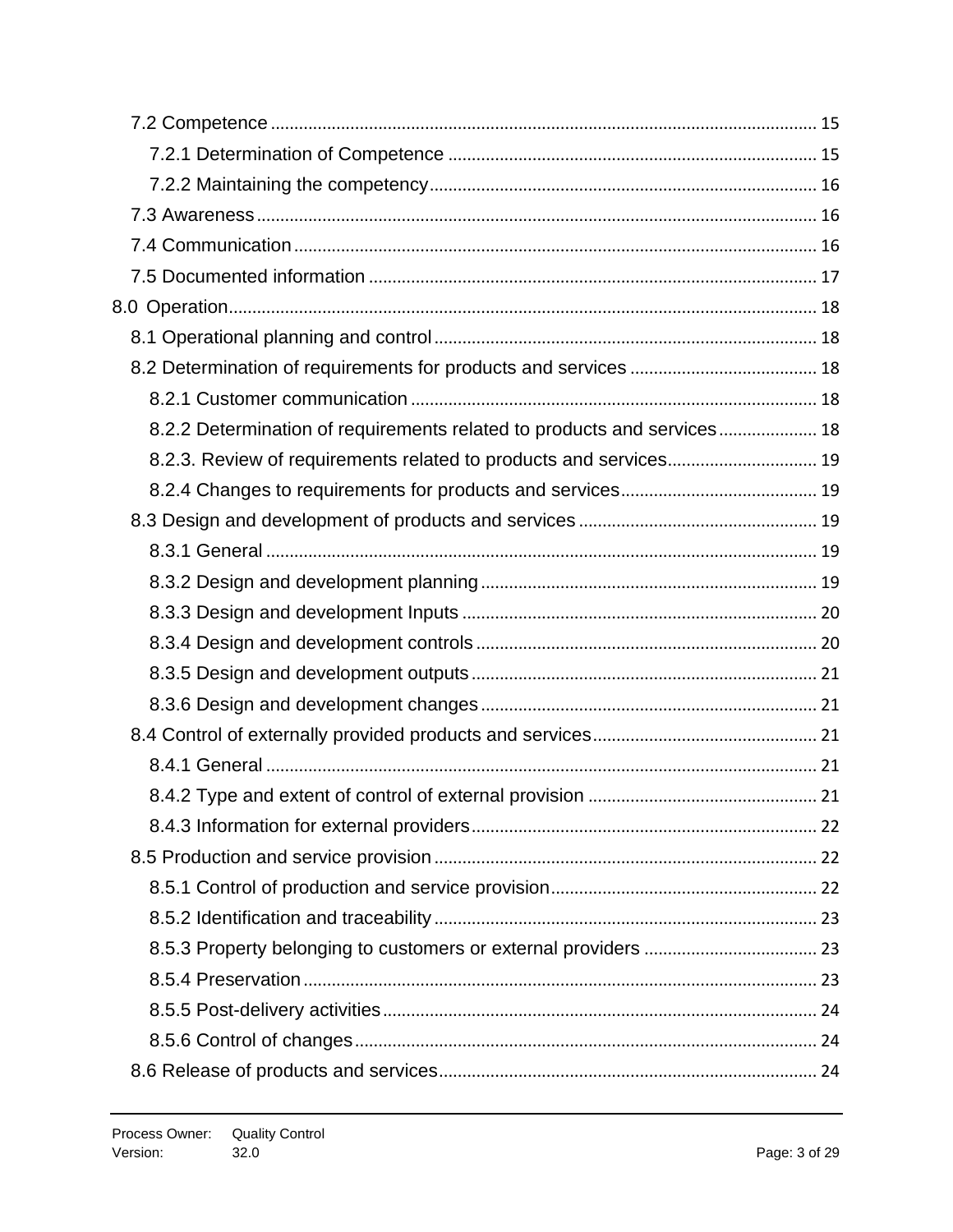- 7.2 Competence ........ 15
  - 7.2.1 Determination of Competence ........ 15
  - 7.2.2 Maintaining the competency ........ 16
- 7.3 Awareness ........ 16
- 7.4 Communication ........ 16
- 7.5 Documented information ........ 17

8.0 Operation ........ 18

- 8.1 Operational planning and control ........ 18
- 8.2 Determination of requirements for products and services ........ 18
  - 8.2.1 Customer communication ........ 18
  - 8.2.2 Determination of requirements related to products and services ........ 18
  - 8.2.3. Review of requirements related to products and services ........ 19
  - 8.2.4 Changes to requirements for products and services ........ 19
- 8.3 Design and development of products and services ........ 19
  - 8.3.1 General ........ 19
  - 8.3.2 Design and development planning ........ 19
  - 8.3.3 Design and development Inputs ........ 20
  - 8.3.4 Design and development controls ........ 20
  - 8.3.5 Design and development outputs ........ 21
  - 8.3.6 Design and development changes ........ 21
- 8.4 Control of externally provided products and services ........ 21
  - 8.4.1 General ........ 21
  - 8.4.2 Type and extent of control of external provision ........ 21
  - 8.4.3 Information for external providers ........ 22
- 8.5 Production and service provision ........ 22
  - 8.5.1 Control of production and service provision ........ 22
  - 8.5.2 Identification and traceability ........ 23
  - 8.5.3 Property belonging to customers or external providers ........ 23
  - 8.5.4 Preservation ........ 23
  - 8.5.5 Post-delivery activities ........ 24
  - 8.5.6 Control of changes ........ 24
- 8.6 Release of products and services ........ 24

Process Owner: Quality Control
Version: 32.0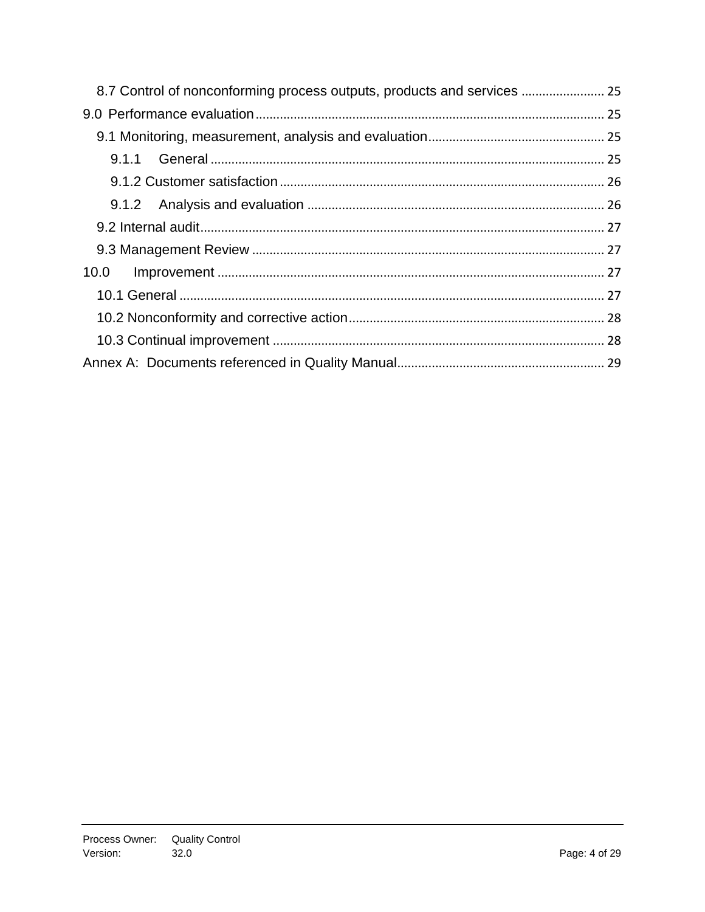8.7 Control of nonconforming process outputs, products and services ........................ 25

9.0 Performance evaluation ..................................................................................................... 25

9.1 Monitoring, measurement, analysis and evaluation ................................................... 25

9.1.1 General ................................................................................................................. 25

9.1.2 Customer satisfaction ............................................................................................. 26

9.1.2 Analysis and evaluation ..................................................................................... 26

9.2 Internal audit .................................................................................................................... 27

9.3 Management Review ...................................................................................................... 27

10.0 Improvement ............................................................................................................... 27

10.1 General .......................................................................................................................... 27

10.2 Nonconformity and corrective action .......................................................................... 28

10.3 Continual improvement ............................................................................................... 28

Annex A: Documents referenced in Quality Manual ............................................................ 29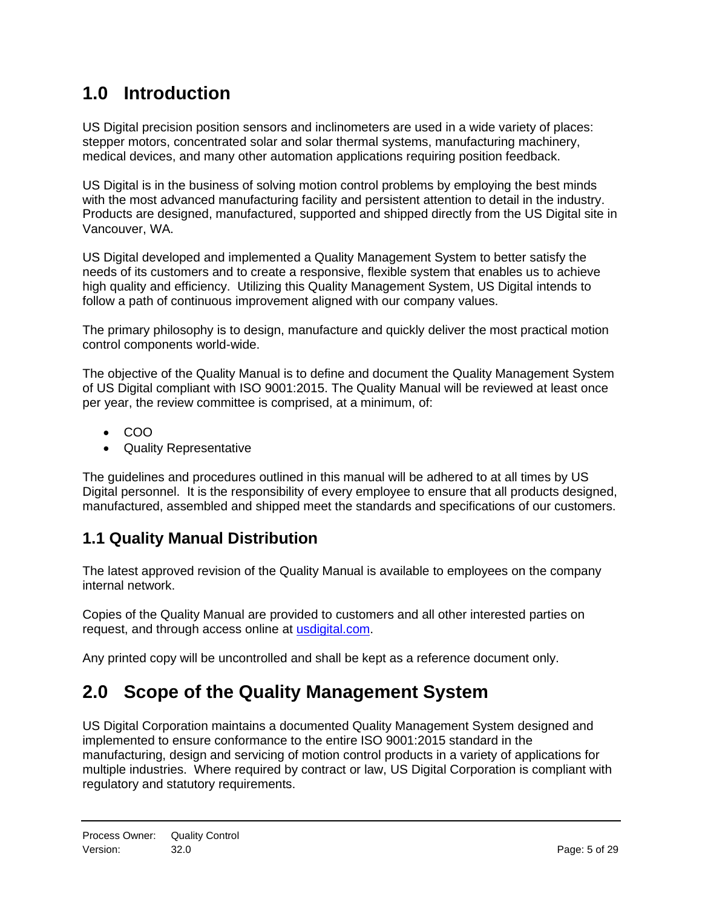# 1.0 Introduction

US Digital precision position sensors and inclinometers are used in a wide variety of places: stepper motors, concentrated solar and solar thermal systems, manufacturing machinery, medical devices, and many other automation applications requiring position feedback.

US Digital is in the business of solving motion control problems by employing the best minds with the most advanced manufacturing facility and persistent attention to detail in the industry. Products are designed, manufactured, supported and shipped directly from the US Digital site in Vancouver, WA.

US Digital developed and implemented a Quality Management System to better satisfy the needs of its customers and to create a responsive, flexible system that enables us to achieve high quality and efficiency. Utilizing this Quality Management System, US Digital intends to follow a path of continuous improvement aligned with our company values.

The primary philosophy is to design, manufacture and quickly deliver the most practical motion control components world-wide.

The objective of the Quality Manual is to define and document the Quality Management System of US Digital compliant with ISO 9001:2015. The Quality Manual will be reviewed at least once per year, the review committee is comprised, at a minimum, of:

- COO
- Quality Representative

The guidelines and procedures outlined in this manual will be adhered to at all times by US Digital personnel. It is the responsibility of every employee to ensure that all products designed, manufactured, assembled and shipped meet the standards and specifications of our customers.

## 1.1 Quality Manual Distribution

The latest approved revision of the Quality Manual is available to employees on the company internal network.

Copies of the Quality Manual are provided to customers and all other interested parties on request, and through access online at [usdigital.com](usdigital.com).

Any printed copy will be uncontrolled and shall be kept as a reference document only.

# 2.0 Scope of the Quality Management System

US Digital Corporation maintains a documented Quality Management System designed and implemented to ensure conformance to the entire ISO 9001:2015 standard in the manufacturing, design and servicing of motion control products in a variety of applications for multiple industries. Where required by contract or law, US Digital Corporation is compliant with regulatory and statutory requirements.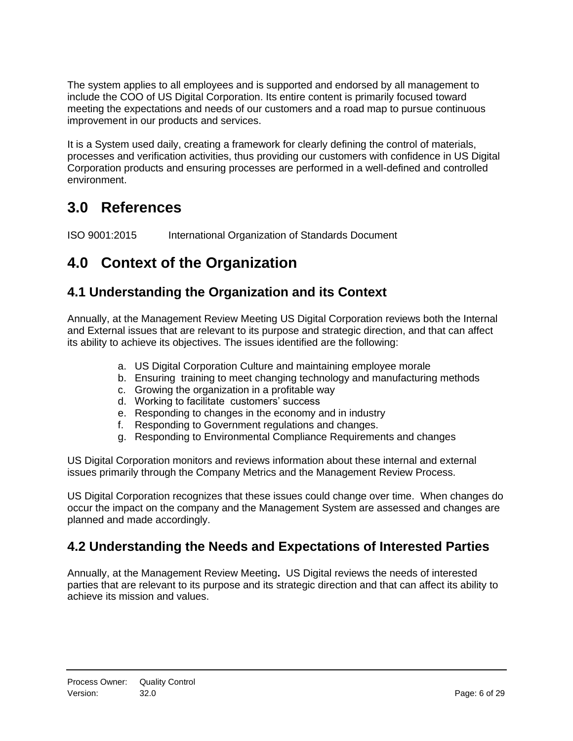The system applies to all employees and is supported and endorsed by all management to include the COO of US Digital Corporation. Its entire content is primarily focused toward meeting the expectations and needs of our customers and a road map to pursue continuous improvement in our products and services.

It is a System used daily, creating a framework for clearly defining the control of materials, processes and verification activities, thus providing our customers with confidence in US Digital Corporation products and ensuring processes are performed in a well-defined and controlled environment.

# 3.0 References

ISO 9001:2015 International Organization of Standards Document

# 4.0 Context of the Organization

## 4.1 Understanding the Organization and its Context

Annually, at the Management Review Meeting US Digital Corporation reviews both the Internal and External issues that are relevant to its purpose and strategic direction, and that can affect its ability to achieve its objectives. The issues identified are the following:

a. US Digital Corporation Culture and maintaining employee morale
b. Ensuring training to meet changing technology and manufacturing methods
c. Growing the organization in a profitable way
d. Working to facilitate customers' success
e. Responding to changes in the economy and in industry
f. Responding to Government regulations and changes.
g. Responding to Environmental Compliance Requirements and changes

US Digital Corporation monitors and reviews information about these internal and external issues primarily through the Company Metrics and the Management Review Process.

US Digital Corporation recognizes that these issues could change over time. When changes do occur the impact on the company and the Management System are assessed and changes are planned and made accordingly.

## 4.2 Understanding the Needs and Expectations of Interested Parties

Annually, at the Management Review Meeting**.** US Digital reviews the needs of interested parties that are relevant to its purpose and its strategic direction and that can affect its ability to achieve its mission and values.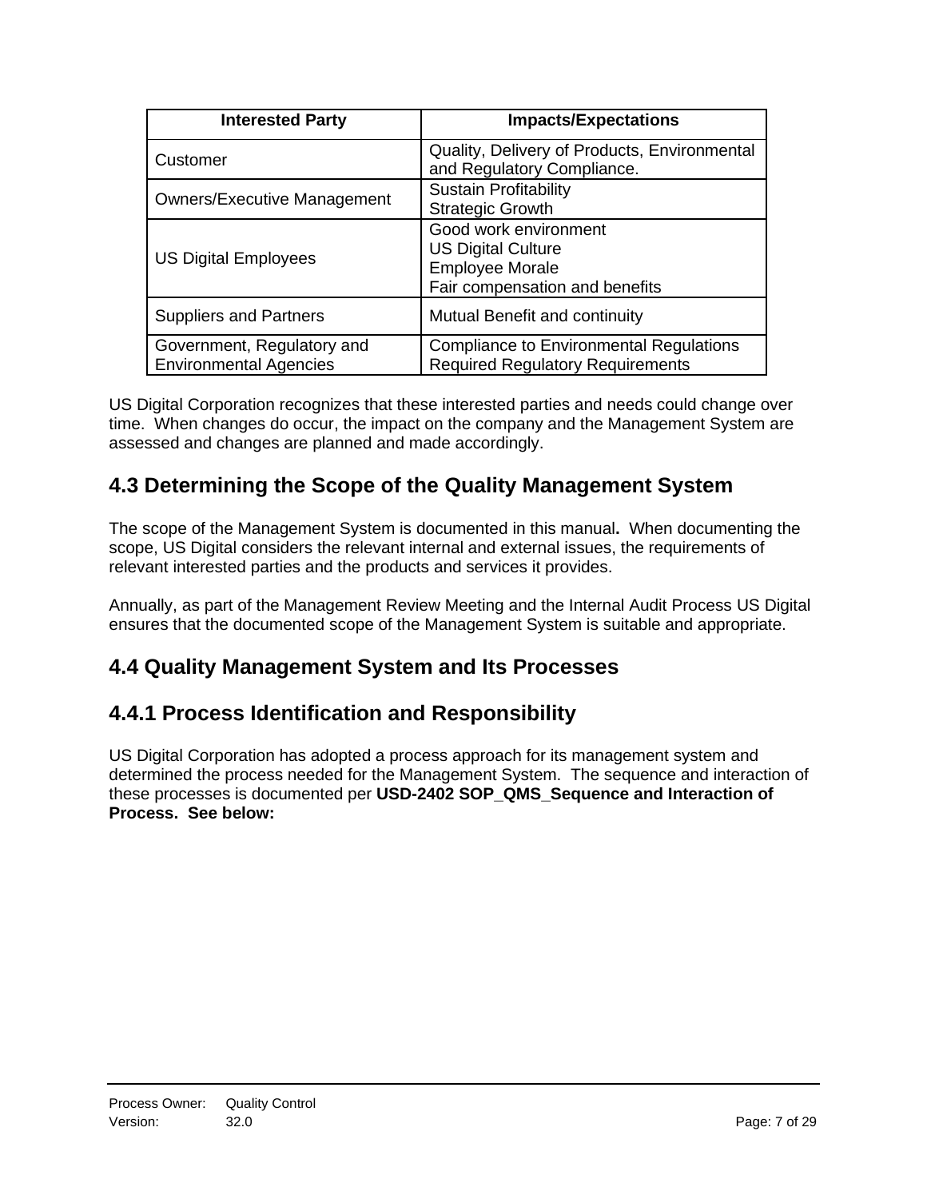| Interested Party | Impacts/Expectations |
|---|---|
| Customer | Quality, Delivery of Products, Environmental and Regulatory Compliance. |
| Owners/Executive Management | Sustain Profitability<br>Strategic Growth |
| US Digital Employees | Good work environment<br>US Digital Culture<br>Employee Morale<br>Fair compensation and benefits |
| Suppliers and Partners | Mutual Benefit and continuity |
| Government, Regulatory and Environmental Agencies | Compliance to Environmental Regulations<br>Required Regulatory Requirements |

US Digital Corporation recognizes that these interested parties and needs could change over time. When changes do occur, the impact on the company and the Management System are assessed and changes are planned and made accordingly.

## 4.3 Determining the Scope of the Quality Management System

The scope of the Management System is documented in this manual**.** When documenting the scope, US Digital considers the relevant internal and external issues, the requirements of relevant interested parties and the products and services it provides.

Annually, as part of the Management Review Meeting and the Internal Audit Process US Digital ensures that the documented scope of the Management System is suitable and appropriate.

## 4.4 Quality Management System and Its Processes

### 4.4.1 Process Identification and Responsibility

US Digital Corporation has adopted a process approach for its management system and determined the process needed for the Management System. The sequence and interaction of these processes is documented per **USD-2402 SOP_QMS_Sequence and Interaction of Process. See below:**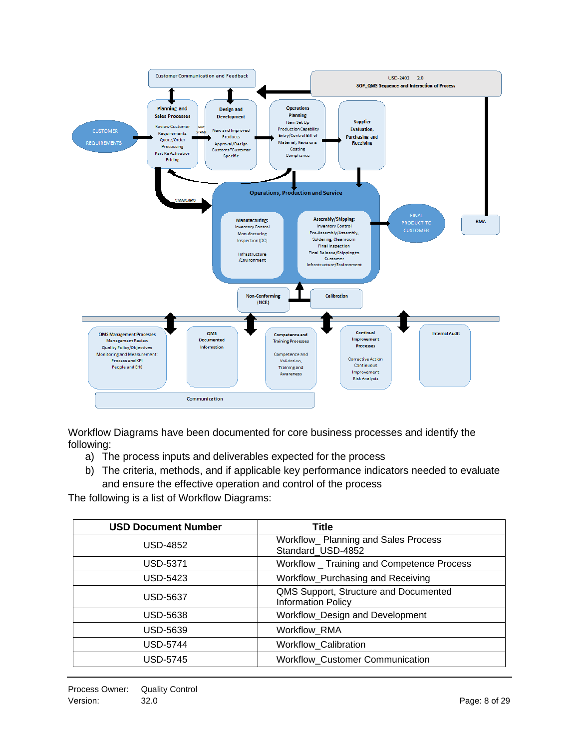Workflow Diagrams have been documented for core business processes and identify the following:

a) The process inputs and deliverables expected for the process
b) The criteria, methods, and if applicable key performance indicators needed to evaluate and ensure the effective operation and control of the process

The following is a list of Workflow Diagrams:

| USD Document Number | Title |
|---|---|
| USD-4852 | Workflow_ Planning and Sales Process Standard_USD-4852 |
| USD-5371 | Workflow _ Training and Competence Process |
| USD-5423 | Workflow_Purchasing and Receiving |
| USD-5637 | QMS Support, Structure and Documented Information Policy |
| USD-5638 | Workflow_Design and Development |
| USD-5639 | Workflow_RMA |
| USD-5744 | Workflow_Calibration |
| USD-5745 | Workflow_Customer Communication |

Process Owner: Quality Control
Version: 32.0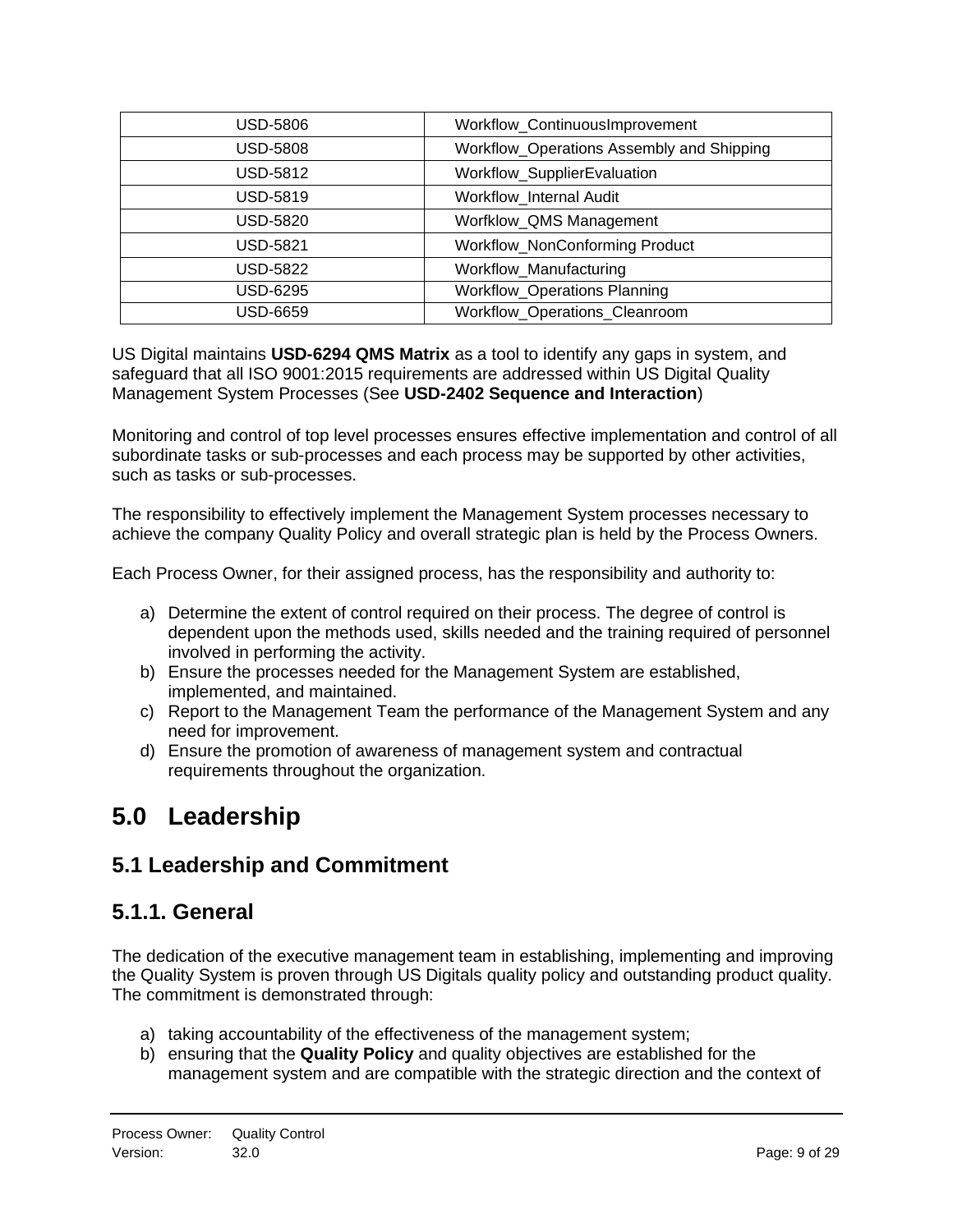| USD-5806 | Workflow_ContinuousImprovement |
|---|---|
| USD-5808 | Workflow_Operations Assembly and Shipping |
| USD-5812 | Workflow_SupplierEvaluation |
| USD-5819 | Workflow_Internal Audit |
| USD-5820 | Worfklow_QMS Management |
| USD-5821 | Workflow_NonConforming Product |
| USD-5822 | Workflow_Manufacturing |
| USD-6295 | Workflow_Operations Planning |
| USD-6659 | Workflow_Operations_Cleanroom |

US Digital maintains **USD-6294 QMS Matrix** as a tool to identify any gaps in system, and safeguard that all ISO 9001:2015 requirements are addressed within US Digital Quality Management System Processes (See **USD-2402 Sequence and Interaction**)

Monitoring and control of top level processes ensures effective implementation and control of all subordinate tasks or sub-processes and each process may be supported by other activities, such as tasks or sub-processes.

The responsibility to effectively implement the Management System processes necessary to achieve the company Quality Policy and overall strategic plan is held by the Process Owners.

Each Process Owner, for their assigned process, has the responsibility and authority to:

a) Determine the extent of control required on their process. The degree of control is dependent upon the methods used, skills needed and the training required of personnel involved in performing the activity.
b) Ensure the processes needed for the Management System are established, implemented, and maintained.
c) Report to the Management Team the performance of the Management System and any need for improvement.
d) Ensure the promotion of awareness of management system and contractual requirements throughout the organization.

# 5.0 Leadership

## 5.1 Leadership and Commitment

### 5.1.1. General

The dedication of the executive management team in establishing, implementing and improving the Quality System is proven through US Digitals quality policy and outstanding product quality. The commitment is demonstrated through:

a) taking accountability of the effectiveness of the management system;
b) ensuring that the **Quality Policy** and quality objectives are established for the management system and are compatible with the strategic direction and the context of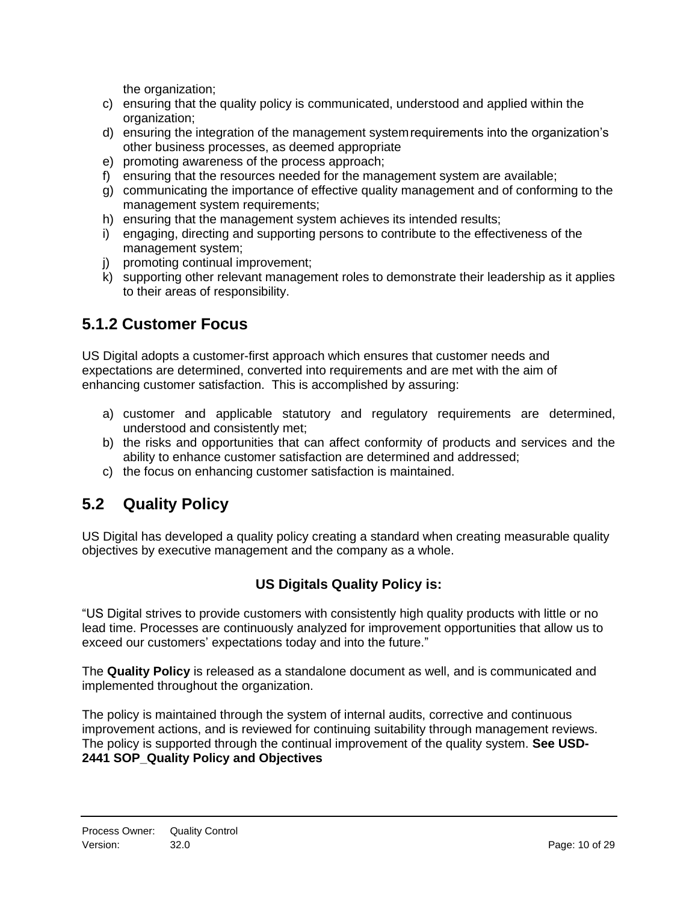the organization;

c) ensuring that the quality policy is communicated, understood and applied within the organization;
d) ensuring the integration of the management system requirements into the organization's other business processes, as deemed appropriate
e) promoting awareness of the process approach;
f) ensuring that the resources needed for the management system are available;
g) communicating the importance of effective quality management and of conforming to the management system requirements;
h) ensuring that the management system achieves its intended results;
i) engaging, directing and supporting persons to contribute to the effectiveness of the management system;
j) promoting continual improvement;
k) supporting other relevant management roles to demonstrate their leadership as it applies to their areas of responsibility.

## 5.1.2 Customer Focus

US Digital adopts a customer-first approach which ensures that customer needs and expectations are determined, converted into requirements and are met with the aim of enhancing customer satisfaction. This is accomplished by assuring:

a) customer and applicable statutory and regulatory requirements are determined, understood and consistently met;
b) the risks and opportunities that can affect conformity of products and services and the ability to enhance customer satisfaction are determined and addressed;
c) the focus on enhancing customer satisfaction is maintained.

## 5.2 Quality Policy

US Digital has developed a quality policy creating a standard when creating measurable quality objectives by executive management and the company as a whole.

**US Digitals Quality Policy is:**

"US Digital strives to provide customers with consistently high quality products with little or no lead time. Processes are continuously analyzed for improvement opportunities that allow us to exceed our customers' expectations today and into the future."

The **Quality Policy** is released as a standalone document as well, and is communicated and implemented throughout the organization.

The policy is maintained through the system of internal audits, corrective and continuous improvement actions, and is reviewed for continuing suitability through management reviews. The policy is supported through the continual improvement of the quality system. **See USD-2441 SOP_Quality Policy and Objectives**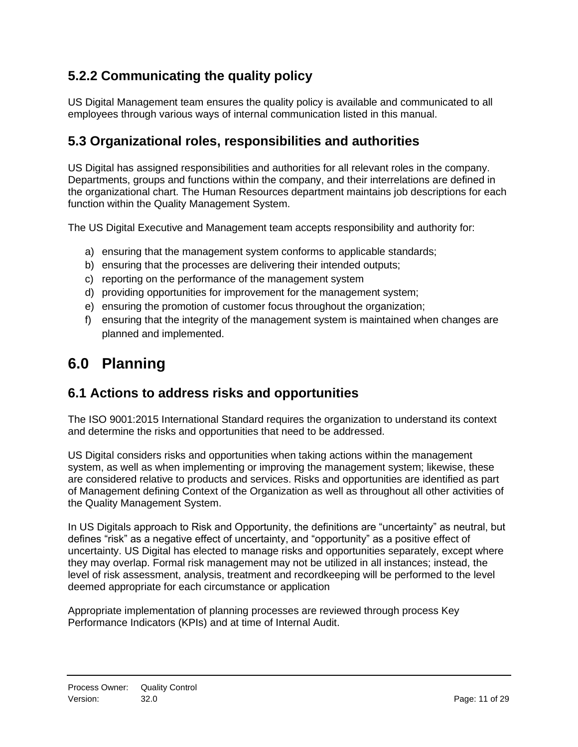### 5.2.2 Communicating the quality policy

US Digital Management team ensures the quality policy is available and communicated to all employees through various ways of internal communication listed in this manual.

## 5.3 Organizational roles, responsibilities and authorities

US Digital has assigned responsibilities and authorities for all relevant roles in the company. Departments, groups and functions within the company, and their interrelations are defined in the organizational chart. The Human Resources department maintains job descriptions for each function within the Quality Management System.

The US Digital Executive and Management team accepts responsibility and authority for:

a) ensuring that the management system conforms to applicable standards;
b) ensuring that the processes are delivering their intended outputs;
c) reporting on the performance of the management system
d) providing opportunities for improvement for the management system;
e) ensuring the promotion of customer focus throughout the organization;
f) ensuring that the integrity of the management system is maintained when changes are planned and implemented.

# 6.0 Planning

## 6.1 Actions to address risks and opportunities

The ISO 9001:2015 International Standard requires the organization to understand its context and determine the risks and opportunities that need to be addressed.

US Digital considers risks and opportunities when taking actions within the management system, as well as when implementing or improving the management system; likewise, these are considered relative to products and services. Risks and opportunities are identified as part of Management defining Context of the Organization as well as throughout all other activities of the Quality Management System.

In US Digitals approach to Risk and Opportunity, the definitions are "uncertainty" as neutral, but defines "risk" as a negative effect of uncertainty, and "opportunity" as a positive effect of uncertainty. US Digital has elected to manage risks and opportunities separately, except where they may overlap. Formal risk management may not be utilized in all instances; instead, the level of risk assessment, analysis, treatment and recordkeeping will be performed to the level deemed appropriate for each circumstance or application

Appropriate implementation of planning processes are reviewed through process Key Performance Indicators (KPIs) and at time of Internal Audit.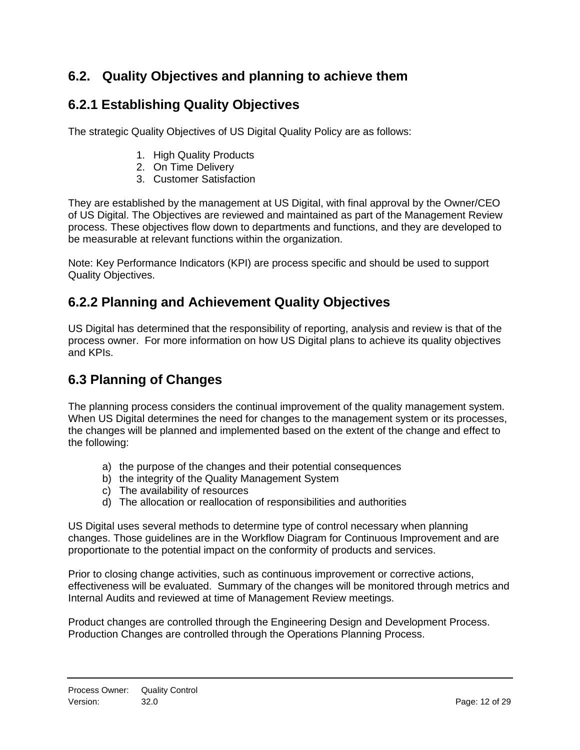## 6.2. Quality Objectives and planning to achieve them

### 6.2.1 Establishing Quality Objectives

The strategic Quality Objectives of US Digital Quality Policy are as follows:

1. High Quality Products
2. On Time Delivery
3. Customer Satisfaction

They are established by the management at US Digital, with final approval by the Owner/CEO of US Digital. The Objectives are reviewed and maintained as part of the Management Review process. These objectives flow down to departments and functions, and they are developed to be measurable at relevant functions within the organization.

Note: Key Performance Indicators (KPI) are process specific and should be used to support Quality Objectives.

### 6.2.2 Planning and Achievement Quality Objectives

US Digital has determined that the responsibility of reporting, analysis and review is that of the process owner. For more information on how US Digital plans to achieve its quality objectives and KPIs.

## 6.3 Planning of Changes

The planning process considers the continual improvement of the quality management system. When US Digital determines the need for changes to the management system or its processes, the changes will be planned and implemented based on the extent of the change and effect to the following:

a) the purpose of the changes and their potential consequences
b) the integrity of the Quality Management System
c) The availability of resources
d) The allocation or reallocation of responsibilities and authorities

US Digital uses several methods to determine type of control necessary when planning changes. Those guidelines are in the Workflow Diagram for Continuous Improvement and are proportionate to the potential impact on the conformity of products and services.

Prior to closing change activities, such as continuous improvement or corrective actions, effectiveness will be evaluated. Summary of the changes will be monitored through metrics and Internal Audits and reviewed at time of Management Review meetings.

Product changes are controlled through the Engineering Design and Development Process. Production Changes are controlled through the Operations Planning Process.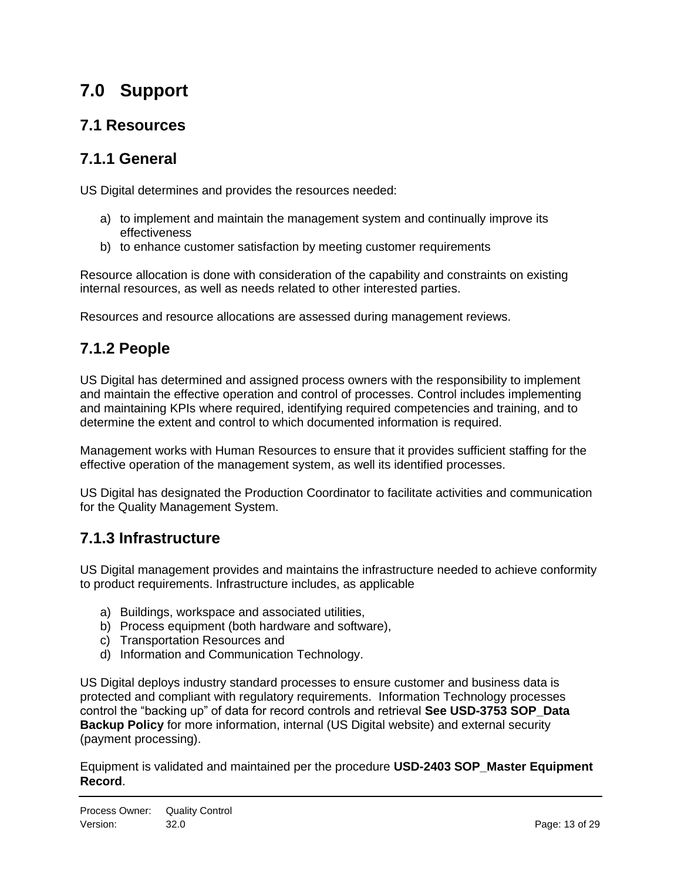# 7.0 Support

## 7.1 Resources

### 7.1.1 General

US Digital determines and provides the resources needed:

a) to implement and maintain the management system and continually improve its effectiveness
b) to enhance customer satisfaction by meeting customer requirements

Resource allocation is done with consideration of the capability and constraints on existing internal resources, as well as needs related to other interested parties.

Resources and resource allocations are assessed during management reviews.

### 7.1.2 People

US Digital has determined and assigned process owners with the responsibility to implement and maintain the effective operation and control of processes. Control includes implementing and maintaining KPIs where required, identifying required competencies and training, and to determine the extent and control to which documented information is required.

Management works with Human Resources to ensure that it provides sufficient staffing for the effective operation of the management system, as well its identified processes.

US Digital has designated the Production Coordinator to facilitate activities and communication for the Quality Management System.

### 7.1.3 Infrastructure

US Digital management provides and maintains the infrastructure needed to achieve conformity to product requirements. Infrastructure includes, as applicable

a) Buildings, workspace and associated utilities,
b) Process equipment (both hardware and software),
c) Transportation Resources and
d) Information and Communication Technology.

US Digital deploys industry standard processes to ensure customer and business data is protected and compliant with regulatory requirements. Information Technology processes control the “backing up” of data for record controls and retrieval **See USD-3753 SOP_Data Backup Policy** for more information, internal (US Digital website) and external security (payment processing).

Equipment is validated and maintained per the procedure **USD-2403 SOP_Master Equipment Record**.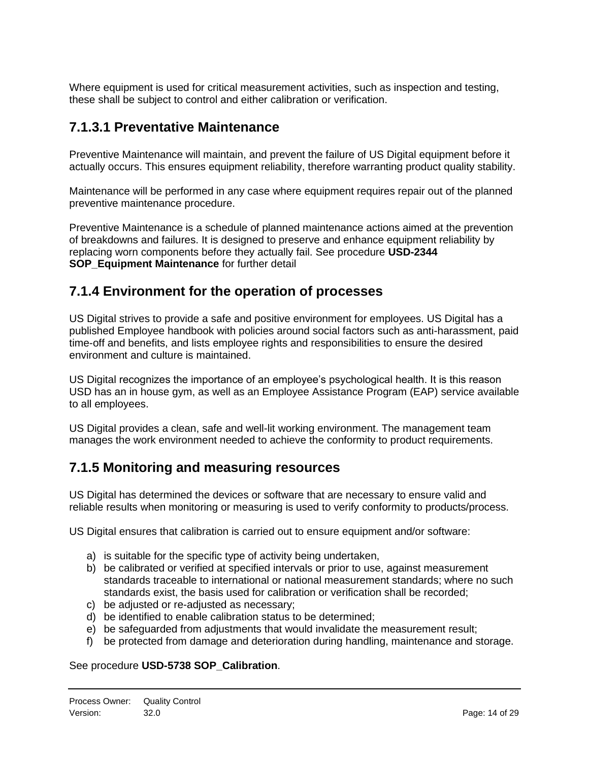Where equipment is used for critical measurement activities, such as inspection and testing, these shall be subject to control and either calibration or verification.

### 7.1.3.1 Preventative Maintenance

Preventive Maintenance will maintain, and prevent the failure of US Digital equipment before it actually occurs. This ensures equipment reliability, therefore warranting product quality stability.

Maintenance will be performed in any case where equipment requires repair out of the planned preventive maintenance procedure.

Preventive Maintenance is a schedule of planned maintenance actions aimed at the prevention of breakdowns and failures. It is designed to preserve and enhance equipment reliability by replacing worn components before they actually fail. See procedure **USD-2344 SOP_Equipment Maintenance** for further detail

## 7.1.4 Environment for the operation of processes

US Digital strives to provide a safe and positive environment for employees. US Digital has a published Employee handbook with policies around social factors such as anti-harassment, paid time-off and benefits, and lists employee rights and responsibilities to ensure the desired environment and culture is maintained.

US Digital recognizes the importance of an employee's psychological health. It is this reason USD has an in house gym, as well as an Employee Assistance Program (EAP) service available to all employees.

US Digital provides a clean, safe and well-lit working environment. The management team manages the work environment needed to achieve the conformity to product requirements.

## 7.1.5 Monitoring and measuring resources

US Digital has determined the devices or software that are necessary to ensure valid and reliable results when monitoring or measuring is used to verify conformity to products/process.

US Digital ensures that calibration is carried out to ensure equipment and/or software:

a) is suitable for the specific type of activity being undertaken,
b) be calibrated or verified at specified intervals or prior to use, against measurement standards traceable to international or national measurement standards; where no such standards exist, the basis used for calibration or verification shall be recorded;
c) be adjusted or re-adjusted as necessary;
d) be identified to enable calibration status to be determined;
e) be safeguarded from adjustments that would invalidate the measurement result;
f) be protected from damage and deterioration during handling, maintenance and storage.

See procedure **USD-5738 SOP_Calibration**.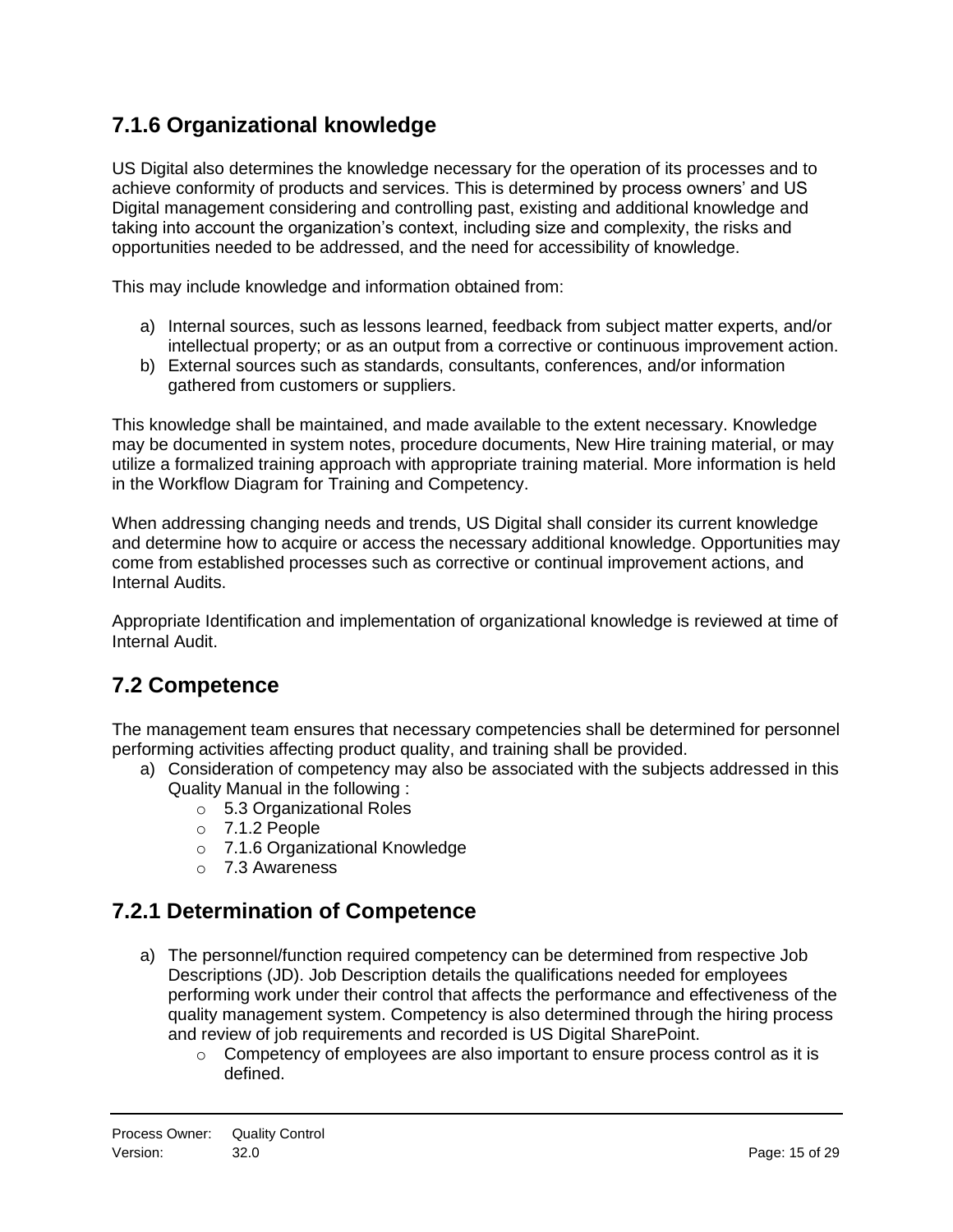## 7.1.6 Organizational knowledge

US Digital also determines the knowledge necessary for the operation of its processes and to achieve conformity of products and services. This is determined by process owners' and US Digital management considering and controlling past, existing and additional knowledge and taking into account the organization's context, including size and complexity, the risks and opportunities needed to be addressed, and the need for accessibility of knowledge.

This may include knowledge and information obtained from:

a) Internal sources, such as lessons learned, feedback from subject matter experts, and/or intellectual property; or as an output from a corrective or continuous improvement action.
b) External sources such as standards, consultants, conferences, and/or information gathered from customers or suppliers.

This knowledge shall be maintained, and made available to the extent necessary. Knowledge may be documented in system notes, procedure documents, New Hire training material, or may utilize a formalized training approach with appropriate training material. More information is held in the Workflow Diagram for Training and Competency.

When addressing changing needs and trends, US Digital shall consider its current knowledge and determine how to acquire or access the necessary additional knowledge. Opportunities may come from established processes such as corrective or continual improvement actions, and Internal Audits.

Appropriate Identification and implementation of organizational knowledge is reviewed at time of Internal Audit.

## 7.2 Competence

The management team ensures that necessary competencies shall be determined for personnel performing activities affecting product quality, and training shall be provided.

a) Consideration of competency may also be associated with the subjects addressed in this Quality Manual in the following :
   - 5.3 Organizational Roles
   - 7.1.2 People
   - 7.1.6 Organizational Knowledge
   - 7.3 Awareness

## 7.2.1 Determination of Competence

a) The personnel/function required competency can be determined from respective Job Descriptions (JD). Job Description details the qualifications needed for employees performing work under their control that affects the performance and effectiveness of the quality management system. Competency is also determined through the hiring process and review of job requirements and recorded is US Digital SharePoint.
   - Competency of employees are also important to ensure process control as it is defined.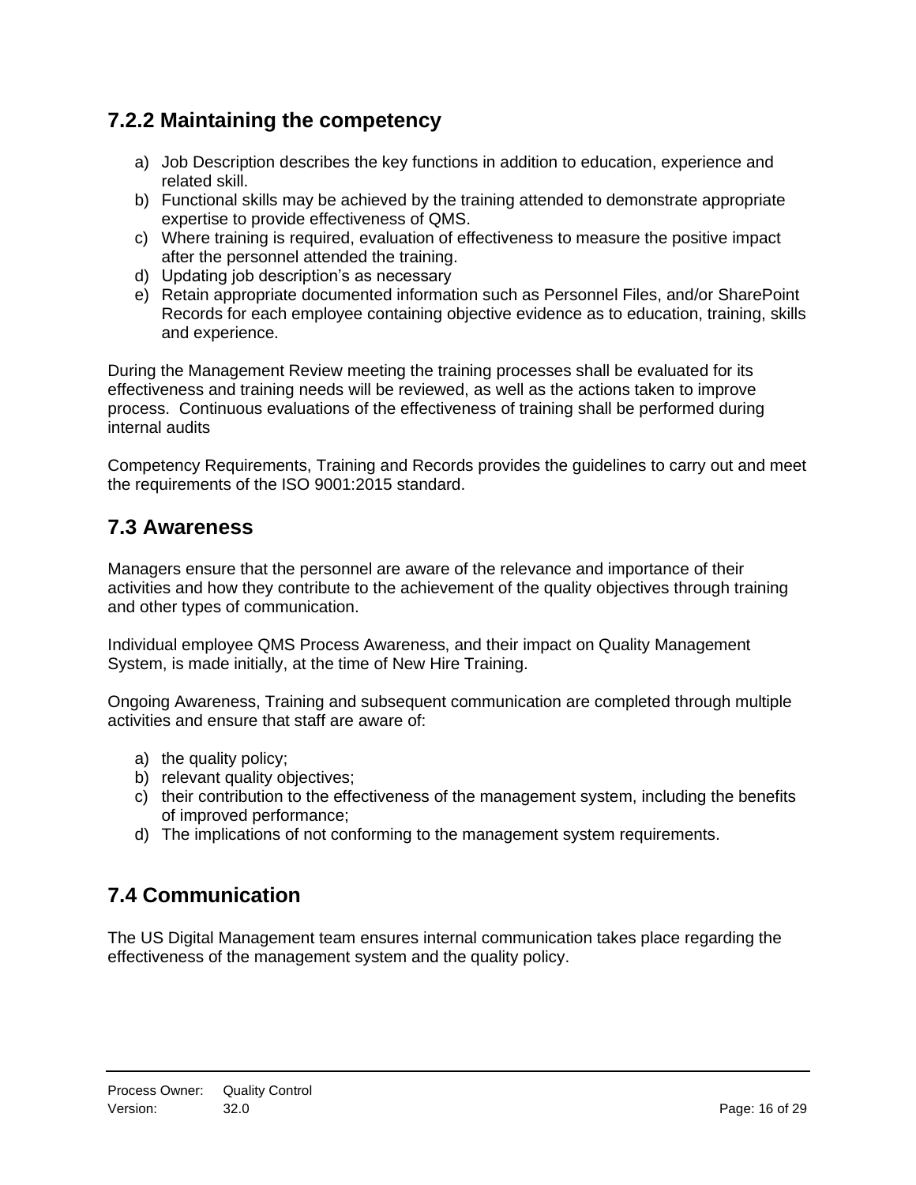### 7.2.2 Maintaining the competency

a) Job Description describes the key functions in addition to education, experience and related skill.
b) Functional skills may be achieved by the training attended to demonstrate appropriate expertise to provide effectiveness of QMS.
c) Where training is required, evaluation of effectiveness to measure the positive impact after the personnel attended the training.
d) Updating job description's as necessary
e) Retain appropriate documented information such as Personnel Files, and/or SharePoint Records for each employee containing objective evidence as to education, training, skills and experience.

During the Management Review meeting the training processes shall be evaluated for its effectiveness and training needs will be reviewed, as well as the actions taken to improve process. Continuous evaluations of the effectiveness of training shall be performed during internal audits

Competency Requirements, Training and Records provides the guidelines to carry out and meet the requirements of the ISO 9001:2015 standard.

## 7.3 Awareness

Managers ensure that the personnel are aware of the relevance and importance of their activities and how they contribute to the achievement of the quality objectives through training and other types of communication.

Individual employee QMS Process Awareness, and their impact on Quality Management System, is made initially, at the time of New Hire Training.

Ongoing Awareness, Training and subsequent communication are completed through multiple activities and ensure that staff are aware of:

a) the quality policy;
b) relevant quality objectives;
c) their contribution to the effectiveness of the management system, including the benefits of improved performance;
d) The implications of not conforming to the management system requirements.

## 7.4 Communication

The US Digital Management team ensures internal communication takes place regarding the effectiveness of the management system and the quality policy.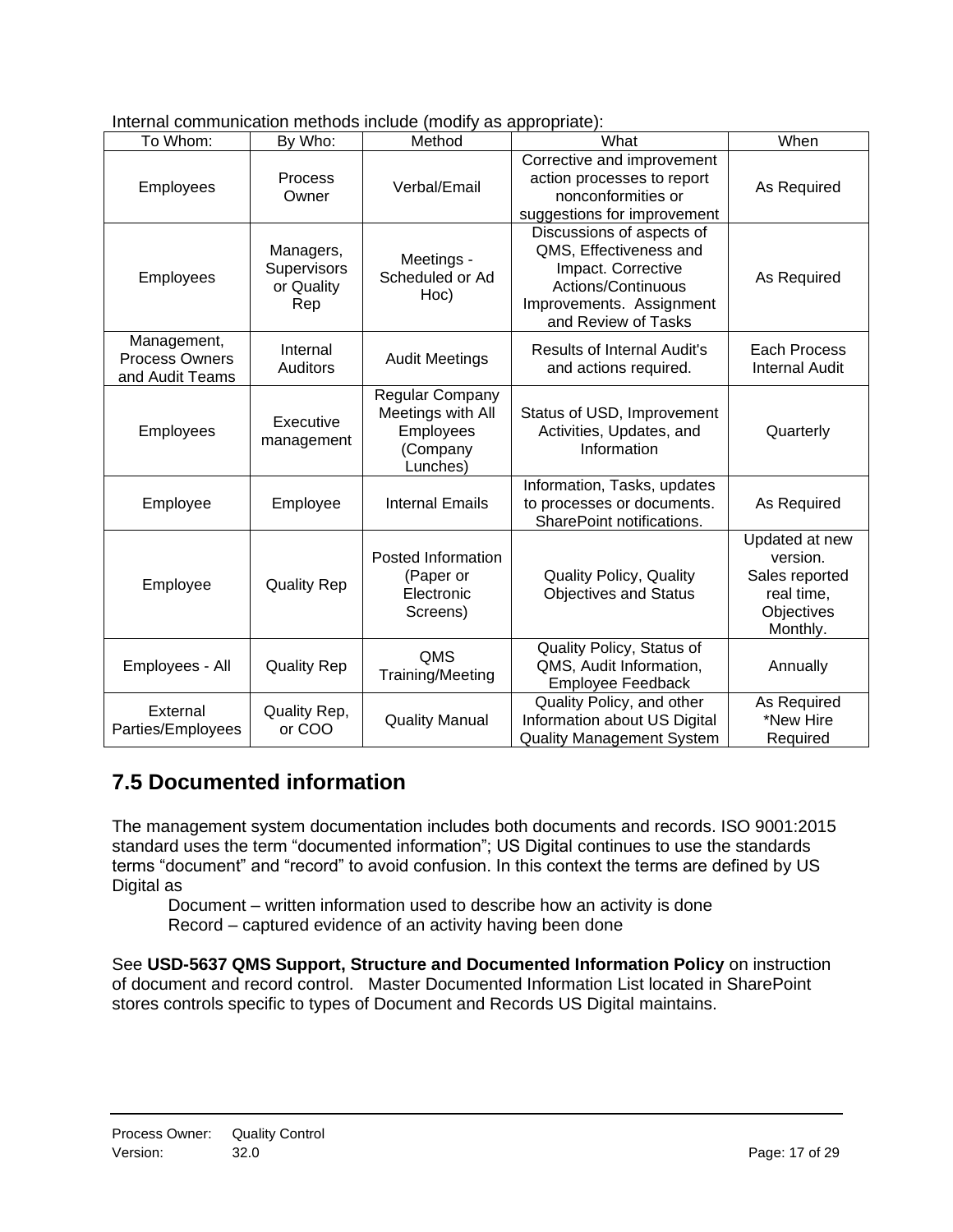Internal communication methods include (modify as appropriate):

| To Whom: | By Who: | Method | What | When |
|---|---|---|---|---|
| Employees | Process Owner | Verbal/Email | Corrective and improvement action processes to report nonconformities or suggestions for improvement | As Required |
| Employees | Managers, Supervisors or Quality Rep | Meetings - Scheduled or Ad Hoc) | Discussions of aspects of QMS, Effectiveness and Impact. Corrective Actions/Continuous Improvements. Assignment and Review of Tasks | As Required |
| Management, Process Owners and Audit Teams | Internal Auditors | Audit Meetings | Results of Internal Audit's and actions required. | Each Process Internal Audit |
| Employees | Executive management | Regular Company Meetings with All Employees (Company Lunches) | Status of USD, Improvement Activities, Updates, and Information | Quarterly |
| Employee | Employee | Internal Emails | Information, Tasks, updates to processes or documents. SharePoint notifications. | As Required |
| Employee | Quality Rep | Posted Information (Paper or Electronic Screens) | Quality Policy, Quality Objectives and Status | Updated at new version. Sales reported real time, Objectives Monthly. |
| Employees - All | Quality Rep | QMS Training/Meeting | Quality Policy, Status of QMS, Audit Information, Employee Feedback | Annually |
| External Parties/Employees | Quality Rep, or COO | Quality Manual | Quality Policy, and other Information about US Digital Quality Management System | As Required *New Hire Required |

## 7.5 Documented information

The management system documentation includes both documents and records. ISO 9001:2015 standard uses the term "documented information"; US Digital continues to use the standards terms "document" and "record" to avoid confusion. In this context the terms are defined by US Digital as

Document – written information used to describe how an activity is done
Record – captured evidence of an activity having been done

See **USD-5637 QMS Support, Structure and Documented Information Policy** on instruction of document and record control. Master Documented Information List located in SharePoint stores controls specific to types of Document and Records US Digital maintains.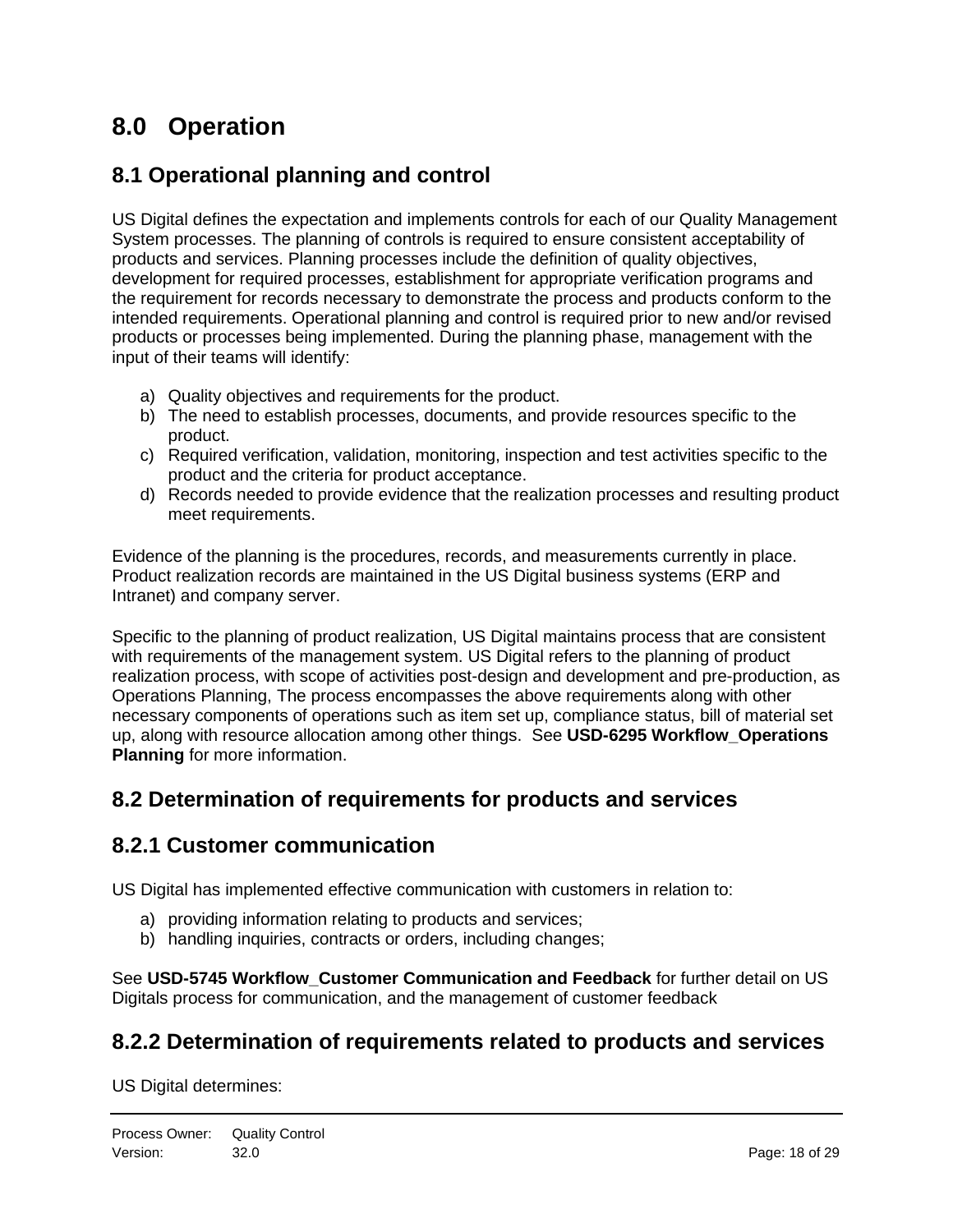# 8.0 Operation

## 8.1 Operational planning and control

US Digital defines the expectation and implements controls for each of our Quality Management System processes. The planning of controls is required to ensure consistent acceptability of products and services. Planning processes include the definition of quality objectives, development for required processes, establishment for appropriate verification programs and the requirement for records necessary to demonstrate the process and products conform to the intended requirements. Operational planning and control is required prior to new and/or revised products or processes being implemented. During the planning phase, management with the input of their teams will identify:

a) Quality objectives and requirements for the product.
b) The need to establish processes, documents, and provide resources specific to the product.
c) Required verification, validation, monitoring, inspection and test activities specific to the product and the criteria for product acceptance.
d) Records needed to provide evidence that the realization processes and resulting product meet requirements.

Evidence of the planning is the procedures, records, and measurements currently in place. Product realization records are maintained in the US Digital business systems (ERP and Intranet) and company server.

Specific to the planning of product realization, US Digital maintains process that are consistent with requirements of the management system. US Digital refers to the planning of product realization process, with scope of activities post-design and development and pre-production, as Operations Planning, The process encompasses the above requirements along with other necessary components of operations such as item set up, compliance status, bill of material set up, along with resource allocation among other things. See **USD-6295 Workflow_Operations Planning** for more information.

## 8.2 Determination of requirements for products and services

### 8.2.1 Customer communication

US Digital has implemented effective communication with customers in relation to:

a) providing information relating to products and services;
b) handling inquiries, contracts or orders, including changes;

See **USD-5745 Workflow_Customer Communication and Feedback** for further detail on US Digitals process for communication, and the management of customer feedback

### 8.2.2 Determination of requirements related to products and services

US Digital determines: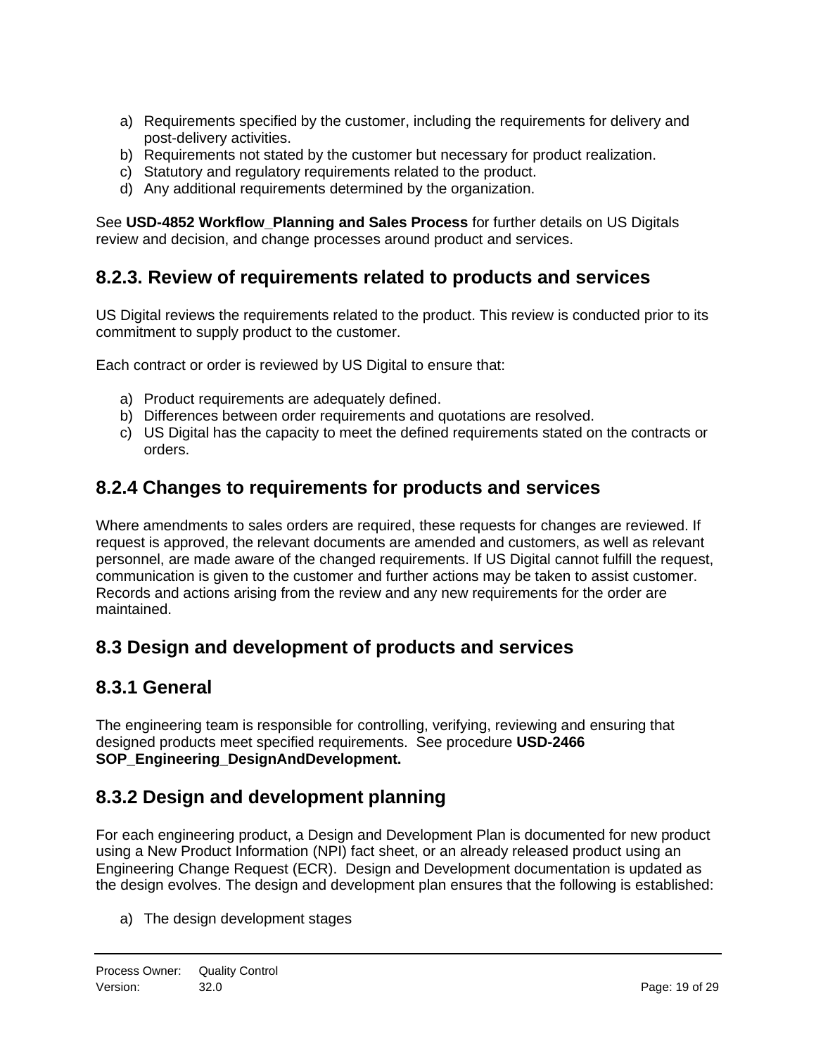a) Requirements specified by the customer, including the requirements for delivery and post-delivery activities.
b) Requirements not stated by the customer but necessary for product realization.
c) Statutory and regulatory requirements related to the product.
d) Any additional requirements determined by the organization.

See **USD-4852 Workflow_Planning and Sales Process** for further details on US Digitals review and decision, and change processes around product and services.

## 8.2.3. Review of requirements related to products and services

US Digital reviews the requirements related to the product. This review is conducted prior to its commitment to supply product to the customer.

Each contract or order is reviewed by US Digital to ensure that:

a) Product requirements are adequately defined.
b) Differences between order requirements and quotations are resolved.
c) US Digital has the capacity to meet the defined requirements stated on the contracts or orders.

## 8.2.4 Changes to requirements for products and services

Where amendments to sales orders are required, these requests for changes are reviewed. If request is approved, the relevant documents are amended and customers, as well as relevant personnel, are made aware of the changed requirements. If US Digital cannot fulfill the request, communication is given to the customer and further actions may be taken to assist customer. Records and actions arising from the review and any new requirements for the order are maintained.

## 8.3 Design and development of products and services

## 8.3.1 General

The engineering team is responsible for controlling, verifying, reviewing and ensuring that designed products meet specified requirements. See procedure **USD-2466 SOP_Engineering_DesignAndDevelopment.**

## 8.3.2 Design and development planning

For each engineering product, a Design and Development Plan is documented for new product using a New Product Information (NPI) fact sheet, or an already released product using an Engineering Change Request (ECR). Design and Development documentation is updated as the design evolves. The design and development plan ensures that the following is established:

a) The design development stages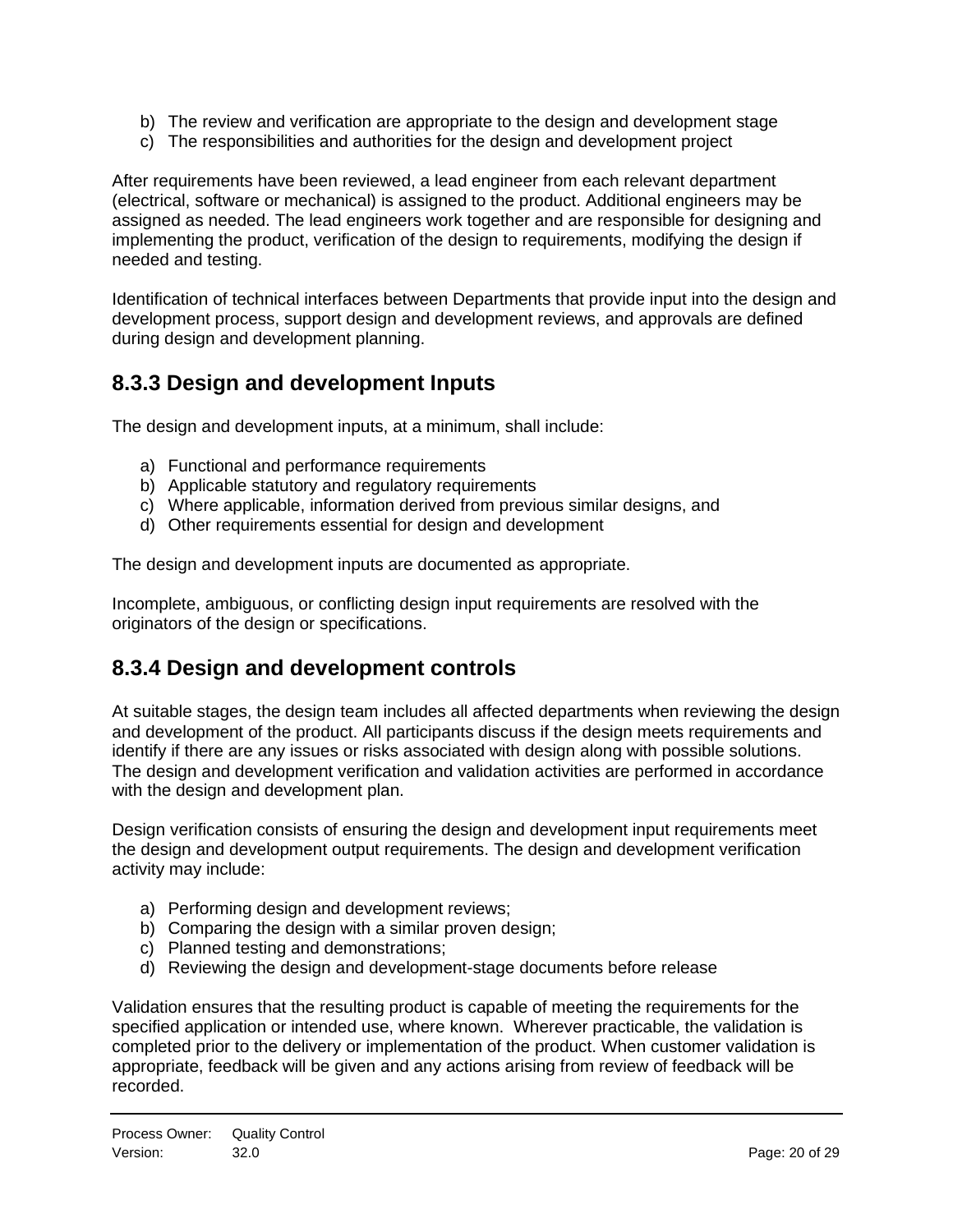b) The review and verification are appropriate to the design and development stage
c) The responsibilities and authorities for the design and development project

After requirements have been reviewed, a lead engineer from each relevant department (electrical, software or mechanical) is assigned to the product. Additional engineers may be assigned as needed. The lead engineers work together and are responsible for designing and implementing the product, verification of the design to requirements, modifying the design if needed and testing.

Identification of technical interfaces between Departments that provide input into the design and development process, support design and development reviews, and approvals are defined during design and development planning.

## 8.3.3 Design and development Inputs

The design and development inputs, at a minimum, shall include:

a) Functional and performance requirements
b) Applicable statutory and regulatory requirements
c) Where applicable, information derived from previous similar designs, and
d) Other requirements essential for design and development

The design and development inputs are documented as appropriate.

Incomplete, ambiguous, or conflicting design input requirements are resolved with the originators of the design or specifications.

## 8.3.4 Design and development controls

At suitable stages, the design team includes all affected departments when reviewing the design and development of the product. All participants discuss if the design meets requirements and identify if there are any issues or risks associated with design along with possible solutions. The design and development verification and validation activities are performed in accordance with the design and development plan.

Design verification consists of ensuring the design and development input requirements meet the design and development output requirements. The design and development verification activity may include:

a) Performing design and development reviews;
b) Comparing the design with a similar proven design;
c) Planned testing and demonstrations;
d) Reviewing the design and development-stage documents before release

Validation ensures that the resulting product is capable of meeting the requirements for the specified application or intended use, where known. Wherever practicable, the validation is completed prior to the delivery or implementation of the product. When customer validation is appropriate, feedback will be given and any actions arising from review of feedback will be recorded.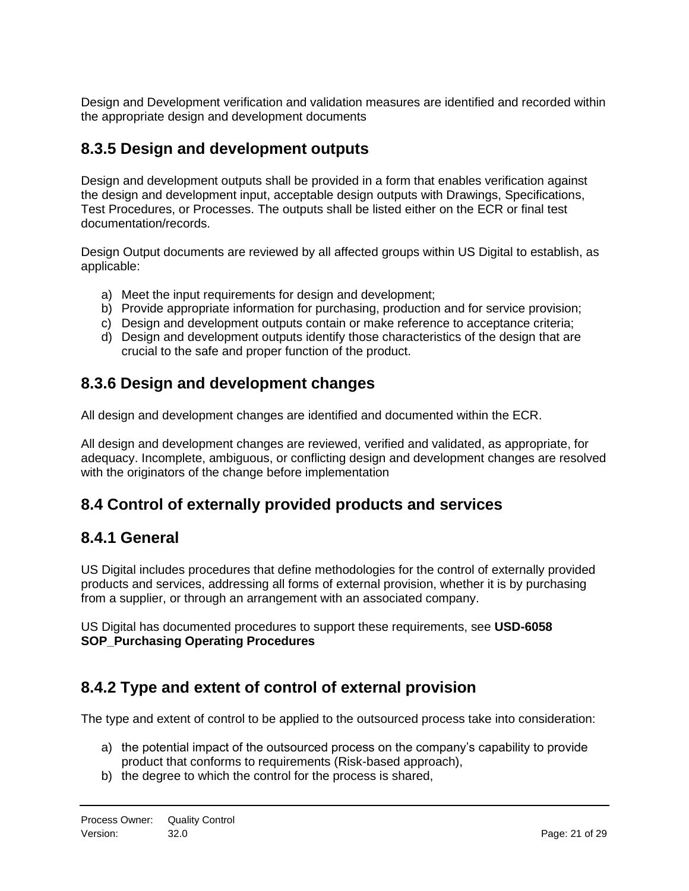Design and Development verification and validation measures are identified and recorded within the appropriate design and development documents

## 8.3.5 Design and development outputs

Design and development outputs shall be provided in a form that enables verification against the design and development input, acceptable design outputs with Drawings, Specifications, Test Procedures, or Processes. The outputs shall be listed either on the ECR or final test documentation/records.

Design Output documents are reviewed by all affected groups within US Digital to establish, as applicable:

a) Meet the input requirements for design and development;
b) Provide appropriate information for purchasing, production and for service provision;
c) Design and development outputs contain or make reference to acceptance criteria;
d) Design and development outputs identify those characteristics of the design that are crucial to the safe and proper function of the product.

## 8.3.6 Design and development changes

All design and development changes are identified and documented within the ECR.

All design and development changes are reviewed, verified and validated, as appropriate, for adequacy. Incomplete, ambiguous, or conflicting design and development changes are resolved with the originators of the change before implementation

## 8.4 Control of externally provided products and services

## 8.4.1 General

US Digital includes procedures that define methodologies for the control of externally provided products and services, addressing all forms of external provision, whether it is by purchasing from a supplier, or through an arrangement with an associated company.

US Digital has documented procedures to support these requirements, see **USD-6058 SOP_Purchasing Operating Procedures**

## 8.4.2 Type and extent of control of external provision

The type and extent of control to be applied to the outsourced process take into consideration:

a) the potential impact of the outsourced process on the company's capability to provide product that conforms to requirements (Risk-based approach),
b) the degree to which the control for the process is shared,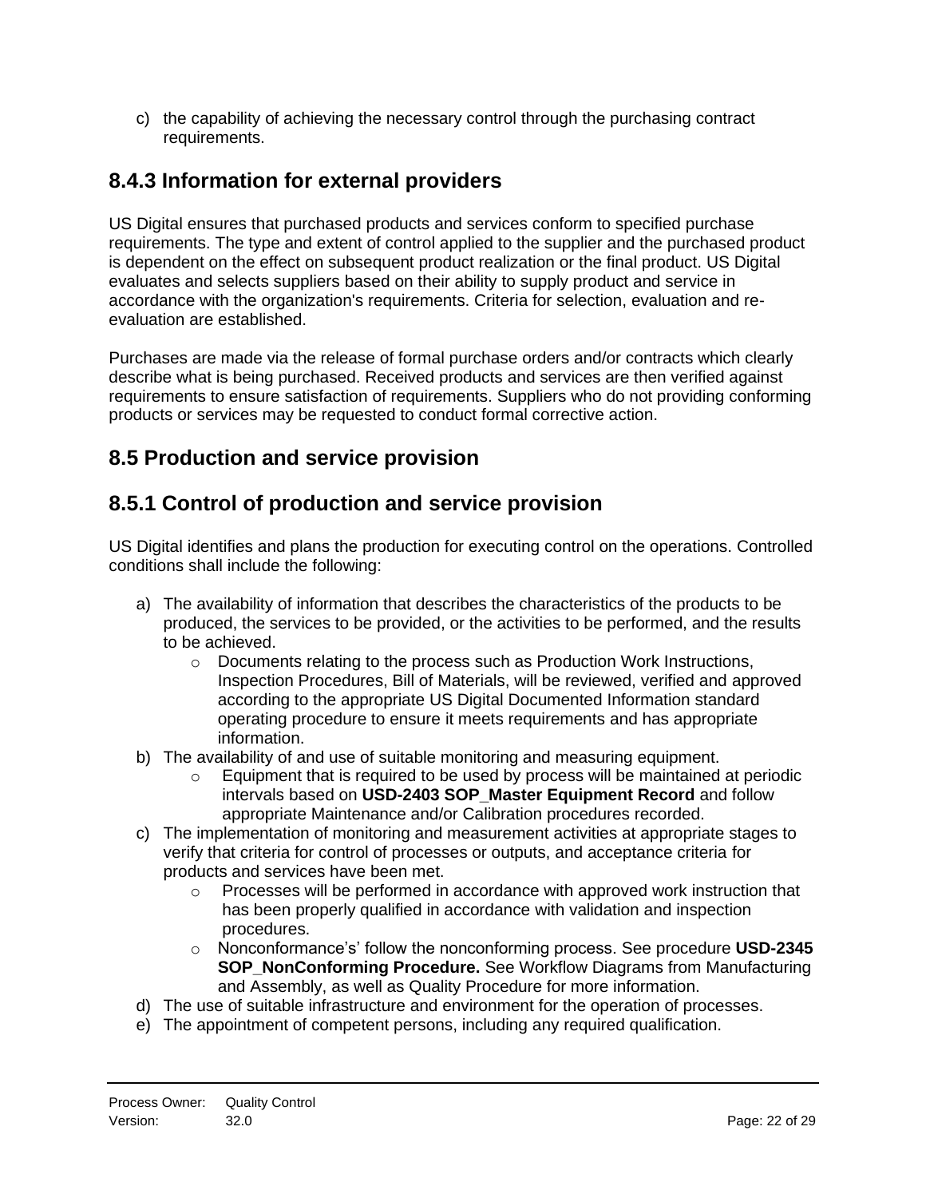c) the capability of achieving the necessary control through the purchasing contract requirements.

## 8.4.3 Information for external providers

US Digital ensures that purchased products and services conform to specified purchase requirements. The type and extent of control applied to the supplier and the purchased product is dependent on the effect on subsequent product realization or the final product. US Digital evaluates and selects suppliers based on their ability to supply product and service in accordance with the organization's requirements. Criteria for selection, evaluation and re-evaluation are established.

Purchases are made via the release of formal purchase orders and/or contracts which clearly describe what is being purchased. Received products and services are then verified against requirements to ensure satisfaction of requirements. Suppliers who do not providing conforming products or services may be requested to conduct formal corrective action.

## 8.5 Production and service provision

## 8.5.1 Control of production and service provision

US Digital identifies and plans the production for executing control on the operations. Controlled conditions shall include the following:

a) The availability of information that describes the characteristics of the products to be produced, the services to be provided, or the activities to be performed, and the results to be achieved.
   - Documents relating to the process such as Production Work Instructions, Inspection Procedures, Bill of Materials, will be reviewed, verified and approved according to the appropriate US Digital Documented Information standard operating procedure to ensure it meets requirements and has appropriate information.

b) The availability of and use of suitable monitoring and measuring equipment.
   - Equipment that is required to be used by process will be maintained at periodic intervals based on **USD-2403 SOP_Master Equipment Record** and follow appropriate Maintenance and/or Calibration procedures recorded.

c) The implementation of monitoring and measurement activities at appropriate stages to verify that criteria for control of processes or outputs, and acceptance criteria for products and services have been met.
   - Processes will be performed in accordance with approved work instruction that has been properly qualified in accordance with validation and inspection procedures.
   - Nonconformance's' follow the nonconforming process. See procedure **USD-2345 SOP_NonConforming Procedure.** See Workflow Diagrams from Manufacturing and Assembly, as well as Quality Procedure for more information.

d) The use of suitable infrastructure and environment for the operation of processes.

e) The appointment of competent persons, including any required qualification.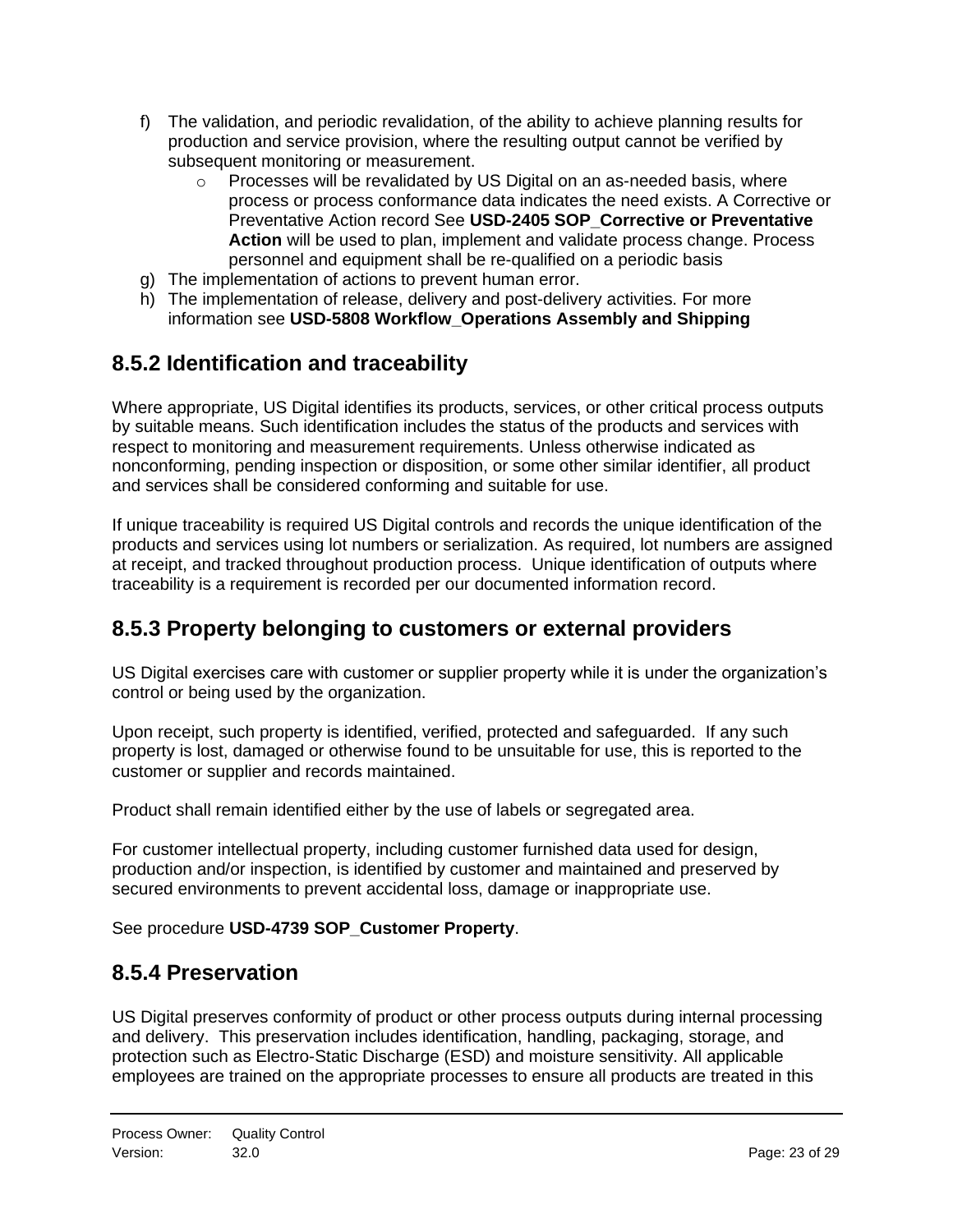f) The validation, and periodic revalidation, of the ability to achieve planning results for production and service provision, where the resulting output cannot be verified by subsequent monitoring or measurement.
    - Processes will be revalidated by US Digital on an as-needed basis, where process or process conformance data indicates the need exists. A Corrective or Preventative Action record See **USD-2405 SOP_Corrective or Preventative Action** will be used to plan, implement and validate process change. Process personnel and equipment shall be re-qualified on a periodic basis

g) The implementation of actions to prevent human error.

h) The implementation of release, delivery and post-delivery activities. For more information see **USD-5808 Workflow_Operations Assembly and Shipping**

## 8.5.2 Identification and traceability

Where appropriate, US Digital identifies its products, services, or other critical process outputs by suitable means. Such identification includes the status of the products and services with respect to monitoring and measurement requirements. Unless otherwise indicated as nonconforming, pending inspection or disposition, or some other similar identifier, all product and services shall be considered conforming and suitable for use.

If unique traceability is required US Digital controls and records the unique identification of the products and services using lot numbers or serialization. As required, lot numbers are assigned at receipt, and tracked throughout production process. Unique identification of outputs where traceability is a requirement is recorded per our documented information record.

## 8.5.3 Property belonging to customers or external providers

US Digital exercises care with customer or supplier property while it is under the organization's control or being used by the organization.

Upon receipt, such property is identified, verified, protected and safeguarded. If any such property is lost, damaged or otherwise found to be unsuitable for use, this is reported to the customer or supplier and records maintained.

Product shall remain identified either by the use of labels or segregated area.

For customer intellectual property, including customer furnished data used for design, production and/or inspection, is identified by customer and maintained and preserved by secured environments to prevent accidental loss, damage or inappropriate use.

See procedure **USD-4739 SOP_Customer Property**.

## 8.5.4 Preservation

US Digital preserves conformity of product or other process outputs during internal processing and delivery. This preservation includes identification, handling, packaging, storage, and protection such as Electro-Static Discharge (ESD) and moisture sensitivity. All applicable employees are trained on the appropriate processes to ensure all products are treated in this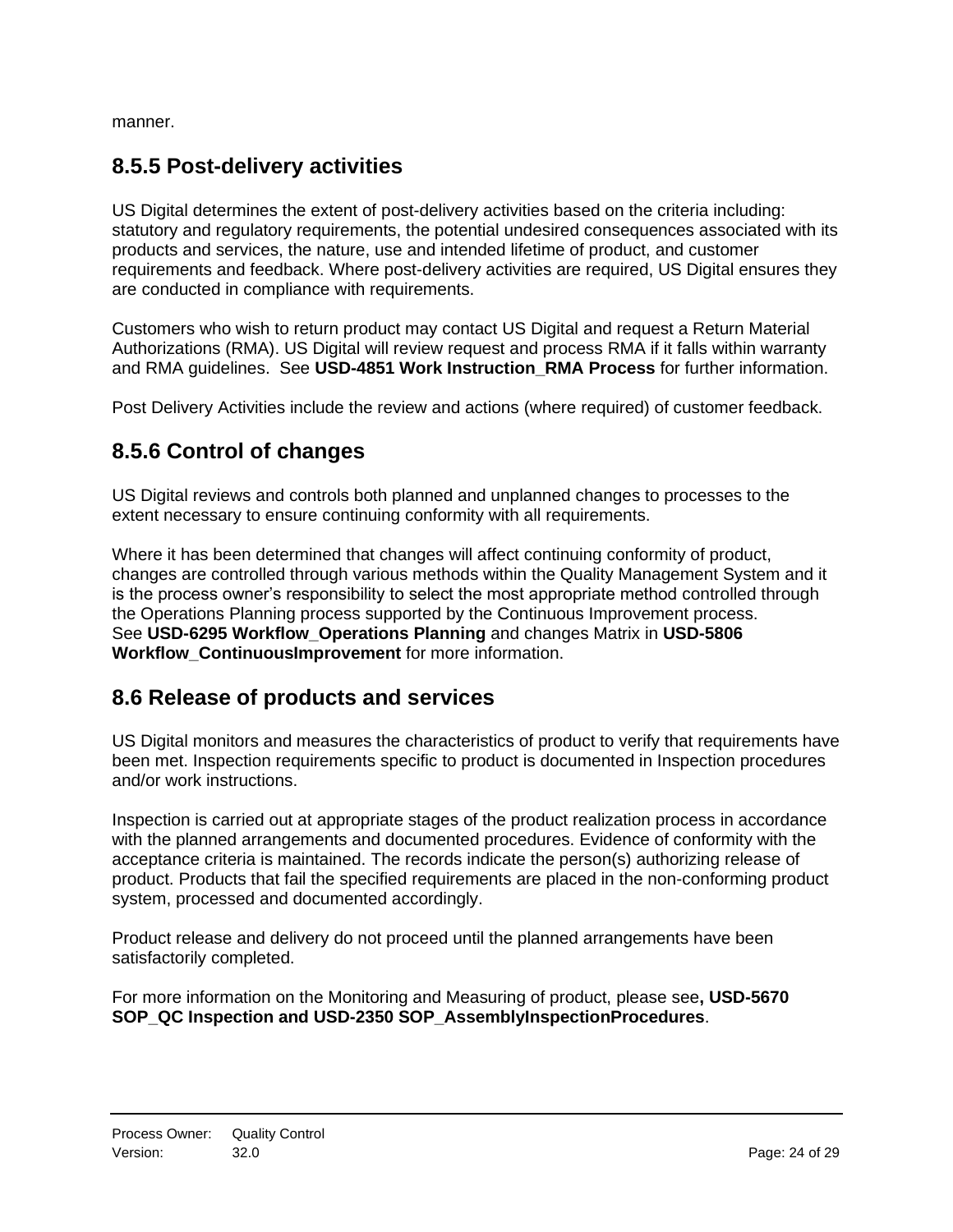manner.

## 8.5.5 Post-delivery activities

US Digital determines the extent of post-delivery activities based on the criteria including: statutory and regulatory requirements, the potential undesired consequences associated with its products and services, the nature, use and intended lifetime of product, and customer requirements and feedback. Where post-delivery activities are required, US Digital ensures they are conducted in compliance with requirements.

Customers who wish to return product may contact US Digital and request a Return Material Authorizations (RMA). US Digital will review request and process RMA if it falls within warranty and RMA guidelines. See **USD-4851 Work Instruction_RMA Process** for further information.

Post Delivery Activities include the review and actions (where required) of customer feedback.

## 8.5.6 Control of changes

US Digital reviews and controls both planned and unplanned changes to processes to the extent necessary to ensure continuing conformity with all requirements.

Where it has been determined that changes will affect continuing conformity of product, changes are controlled through various methods within the Quality Management System and it is the process owner's responsibility to select the most appropriate method controlled through the Operations Planning process supported by the Continuous Improvement process. See **USD-6295 Workflow_Operations Planning** and changes Matrix in **USD-5806 Workflow_ContinuousImprovement** for more information.

## 8.6 Release of products and services

US Digital monitors and measures the characteristics of product to verify that requirements have been met. Inspection requirements specific to product is documented in Inspection procedures and/or work instructions.

Inspection is carried out at appropriate stages of the product realization process in accordance with the planned arrangements and documented procedures. Evidence of conformity with the acceptance criteria is maintained. The records indicate the person(s) authorizing release of product. Products that fail the specified requirements are placed in the non-conforming product system, processed and documented accordingly.

Product release and delivery do not proceed until the planned arrangements have been satisfactorily completed.

For more information on the Monitoring and Measuring of product, please see**, USD-5670 SOP_QC Inspection and USD-2350 SOP_AssemblyInspectionProcedures**.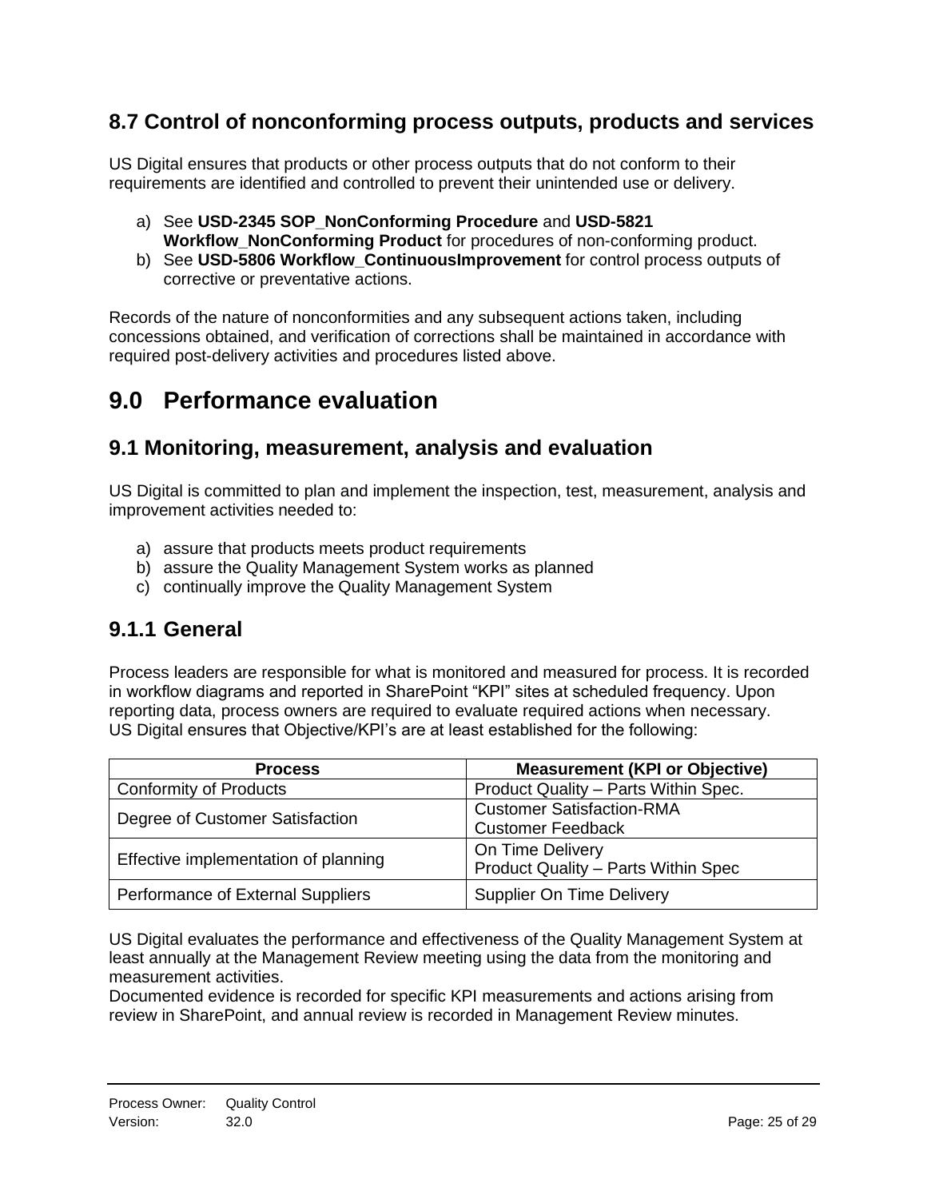## 8.7 Control of nonconforming process outputs, products and services

US Digital ensures that products or other process outputs that do not conform to their requirements are identified and controlled to prevent their unintended use or delivery.

a) See **USD-2345 SOP_NonConforming Procedure** and **USD-5821 Workflow_NonConforming Product** for procedures of non-conforming product.
b) See **USD-5806 Workflow_ContinuousImprovement** for control process outputs of corrective or preventative actions.

Records of the nature of nonconformities and any subsequent actions taken, including concessions obtained, and verification of corrections shall be maintained in accordance with required post-delivery activities and procedures listed above.

# 9.0 Performance evaluation

## 9.1 Monitoring, measurement, analysis and evaluation

US Digital is committed to plan and implement the inspection, test, measurement, analysis and improvement activities needed to:

a) assure that products meets product requirements
b) assure the Quality Management System works as planned
c) continually improve the Quality Management System

### 9.1.1 General

Process leaders are responsible for what is monitored and measured for process. It is recorded in workflow diagrams and reported in SharePoint "KPI" sites at scheduled frequency. Upon reporting data, process owners are required to evaluate required actions when necessary.
US Digital ensures that Objective/KPI's are at least established for the following:

| Process | Measurement (KPI or Objective) |
|---|---|
| Conformity of Products | Product Quality – Parts Within Spec. |
| Degree of Customer Satisfaction | Customer Satisfaction-RMA<br>Customer Feedback |
| Effective implementation of planning | On Time Delivery<br>Product Quality – Parts Within Spec |
| Performance of External Suppliers | Supplier On Time Delivery |

US Digital evaluates the performance and effectiveness of the Quality Management System at least annually at the Management Review meeting using the data from the monitoring and measurement activities.
Documented evidence is recorded for specific KPI measurements and actions arising from review in SharePoint, and annual review is recorded in Management Review minutes.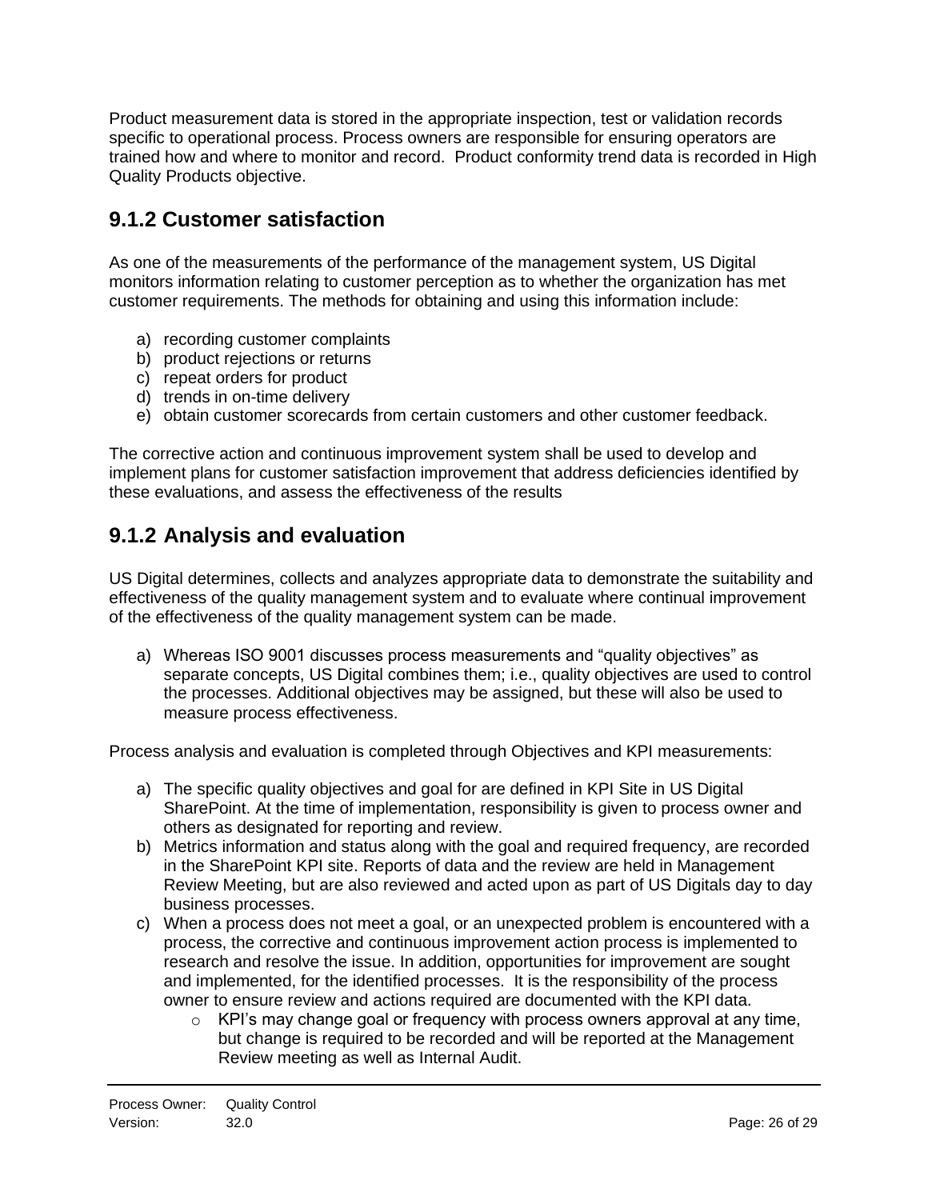Product measurement data is stored in the appropriate inspection, test or validation records specific to operational process. Process owners are responsible for ensuring operators are trained how and where to monitor and record.  Product conformity trend data is recorded in High Quality Products objective.

## 9.1.2 Customer satisfaction

As one of the measurements of the performance of the management system, US Digital monitors information relating to customer perception as to whether the organization has met customer requirements. The methods for obtaining and using this information include:

a) recording customer complaints
b) product rejections or returns
c) repeat orders for product
d) trends in on-time delivery
e) obtain customer scorecards from certain customers and other customer feedback.

The corrective action and continuous improvement system shall be used to develop and implement plans for customer satisfaction improvement that address deficiencies identified by these evaluations, and assess the effectiveness of the results

## 9.1.2 Analysis and evaluation

US Digital determines, collects and analyzes appropriate data to demonstrate the suitability and effectiveness of the quality management system and to evaluate where continual improvement of the effectiveness of the quality management system can be made.

a) Whereas ISO 9001 discusses process measurements and "quality objectives" as separate concepts, US Digital combines them; i.e., quality objectives are used to control the processes. Additional objectives may be assigned, but these will also be used to measure process effectiveness.

Process analysis and evaluation is completed through Objectives and KPI measurements:

a) The specific quality objectives and goal for are defined in KPI Site in US Digital SharePoint. At the time of implementation, responsibility is given to process owner and others as designated for reporting and review.
b) Metrics information and status along with the goal and required frequency, are recorded in the SharePoint KPI site. Reports of data and the review are held in Management Review Meeting, but are also reviewed and acted upon as part of US Digitals day to day business processes.
c) When a process does not meet a goal, or an unexpected problem is encountered with a process, the corrective and continuous improvement action process is implemented to research and resolve the issue. In addition, opportunities for improvement are sought and implemented, for the identified processes.  It is the responsibility of the process owner to ensure review and actions required are documented with the KPI data.
    - KPI's may change goal or frequency with process owners approval at any time, but change is required to be recorded and will be reported at the Management Review meeting as well as Internal Audit.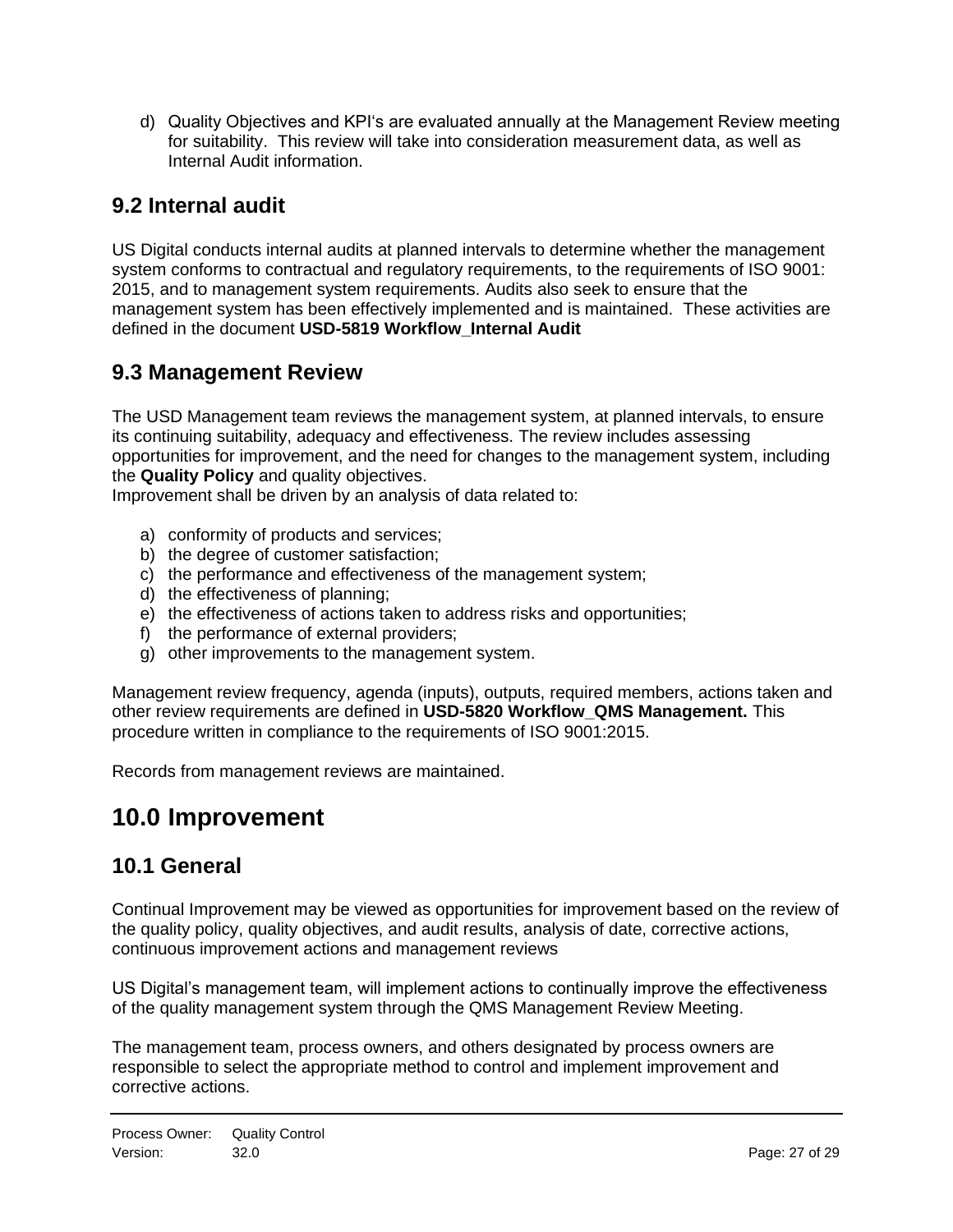d) Quality Objectives and KPI's are evaluated annually at the Management Review meeting for suitability. This review will take into consideration measurement data, as well as Internal Audit information.

## 9.2 Internal audit

US Digital conducts internal audits at planned intervals to determine whether the management system conforms to contractual and regulatory requirements, to the requirements of ISO 9001: 2015, and to management system requirements. Audits also seek to ensure that the management system has been effectively implemented and is maintained. These activities are defined in the document **USD-5819 Workflow_Internal Audit**

## 9.3 Management Review

The USD Management team reviews the management system, at planned intervals, to ensure its continuing suitability, adequacy and effectiveness. The review includes assessing opportunities for improvement, and the need for changes to the management system, including the **Quality Policy** and quality objectives.
Improvement shall be driven by an analysis of data related to:

a) conformity of products and services;
b) the degree of customer satisfaction;
c) the performance and effectiveness of the management system;
d) the effectiveness of planning;
e) the effectiveness of actions taken to address risks and opportunities;
f) the performance of external providers;
g) other improvements to the management system.

Management review frequency, agenda (inputs), outputs, required members, actions taken and other review requirements are defined in **USD-5820 Workflow_QMS Management.** This procedure written in compliance to the requirements of ISO 9001:2015.

Records from management reviews are maintained.

# 10.0 Improvement

## 10.1 General

Continual Improvement may be viewed as opportunities for improvement based on the review of the quality policy, quality objectives, and audit results, analysis of date, corrective actions, continuous improvement actions and management reviews

US Digital's management team, will implement actions to continually improve the effectiveness of the quality management system through the QMS Management Review Meeting.

The management team, process owners, and others designated by process owners are responsible to select the appropriate method to control and implement improvement and corrective actions.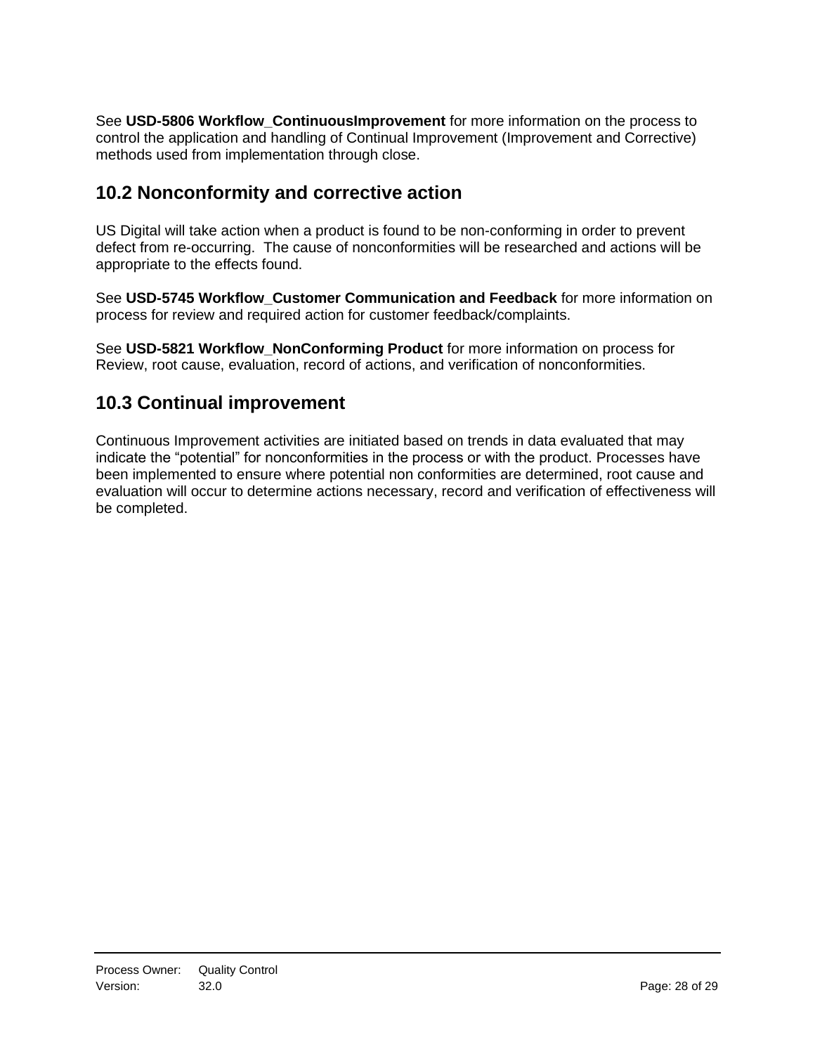See **USD-5806 Workflow_ContinuousImprovement** for more information on the process to control the application and handling of Continual Improvement (Improvement and Corrective) methods used from implementation through close.

## 10.2 Nonconformity and corrective action

US Digital will take action when a product is found to be non-conforming in order to prevent defect from re-occurring. The cause of nonconformities will be researched and actions will be appropriate to the effects found.

See **USD-5745 Workflow_Customer Communication and Feedback** for more information on process for review and required action for customer feedback/complaints.

See **USD-5821 Workflow_NonConforming Product** for more information on process for Review, root cause, evaluation, record of actions, and verification of nonconformities.

## 10.3 Continual improvement

Continuous Improvement activities are initiated based on trends in data evaluated that may indicate the "potential" for nonconformities in the process or with the product. Processes have been implemented to ensure where potential non conformities are determined, root cause and evaluation will occur to determine actions necessary, record and verification of effectiveness will be completed.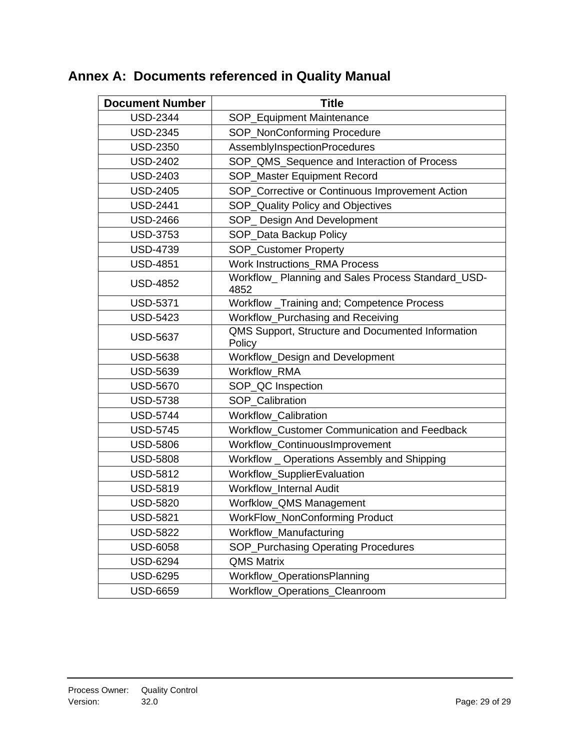## Annex A: Documents referenced in Quality Manual

| Document Number | Title |
|---|---|
| USD-2344 | SOP_Equipment Maintenance |
| USD-2345 | SOP_NonConforming Procedure |
| USD-2350 | AssemblyInspectionProcedures |
| USD-2402 | SOP_QMS_Sequence and Interaction of Process |
| USD-2403 | SOP_Master Equipment Record |
| USD-2405 | SOP_Corrective or Continuous Improvement Action |
| USD-2441 | SOP_Quality Policy and Objectives |
| USD-2466 | SOP_ Design And Development |
| USD-3753 | SOP_Data Backup Policy |
| USD-4739 | SOP_Customer Property |
| USD-4851 | Work Instructions_RMA Process |
| USD-4852 | Workflow_ Planning and Sales Process Standard_USD-4852 |
| USD-5371 | Workflow _Training and; Competence Process |
| USD-5423 | Workflow_Purchasing and Receiving |
| USD-5637 | QMS Support, Structure and Documented Information Policy |
| USD-5638 | Workflow_Design and Development |
| USD-5639 | Workflow_RMA |
| USD-5670 | SOP_QC Inspection |
| USD-5738 | SOP_Calibration |
| USD-5744 | Workflow_Calibration |
| USD-5745 | Workflow_Customer Communication and Feedback |
| USD-5806 | Workflow_ContinuousImprovement |
| USD-5808 | Workflow _ Operations Assembly and Shipping |
| USD-5812 | Workflow_SupplierEvaluation |
| USD-5819 | Workflow_Internal Audit |
| USD-5820 | Worfklow_QMS Management |
| USD-5821 | WorkFlow_NonConforming Product |
| USD-5822 | Workflow_Manufacturing |
| USD-6058 | SOP_Purchasing Operating Procedures |
| USD-6294 | QMS Matrix |
| USD-6295 | Workflow_OperationsPlanning |
| USD-6659 | Workflow_Operations_Cleanroom |